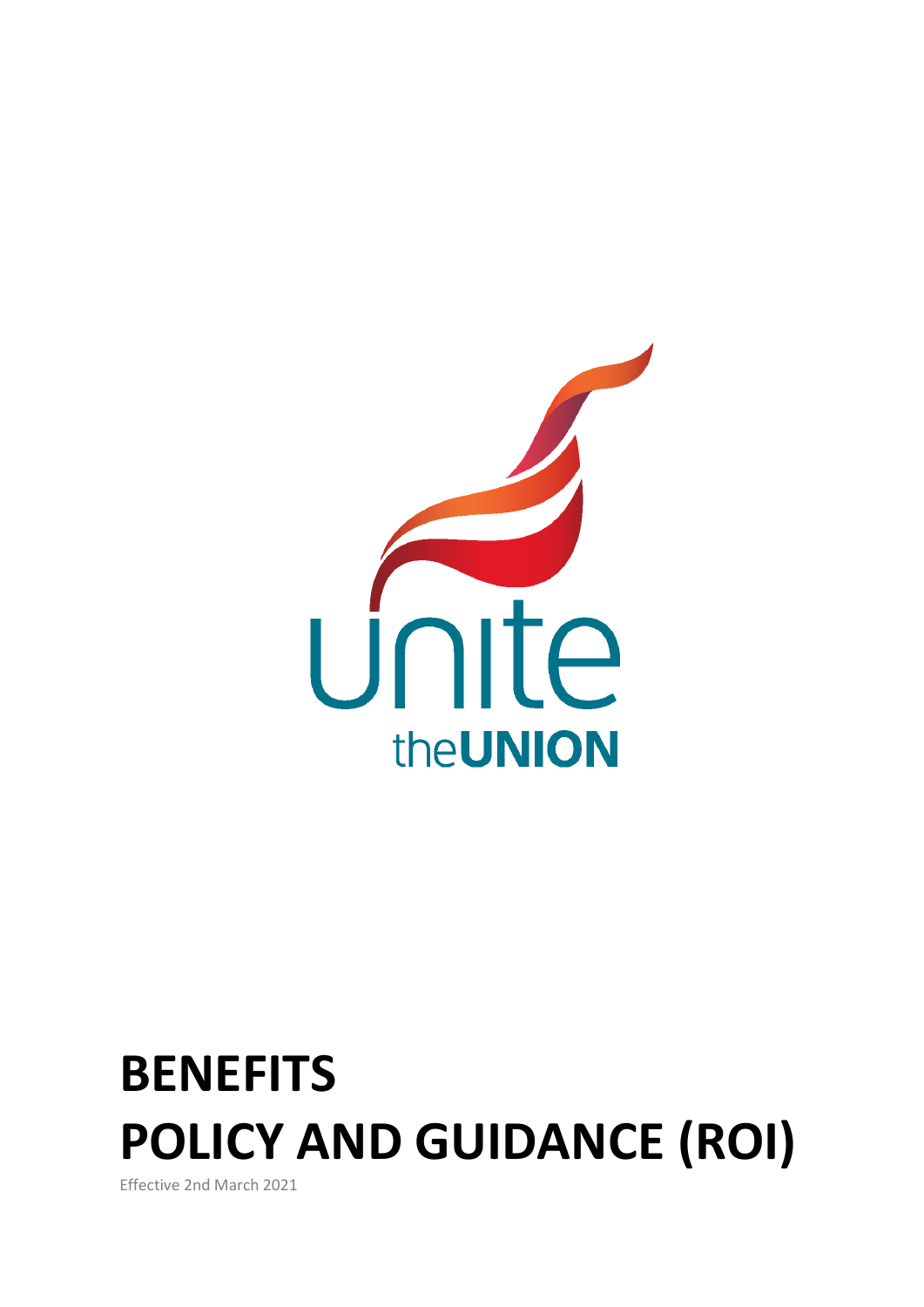unite the UNION

# BENEFITS
# POLICY AND GUIDANCE (ROI)

Effective 2nd March 2021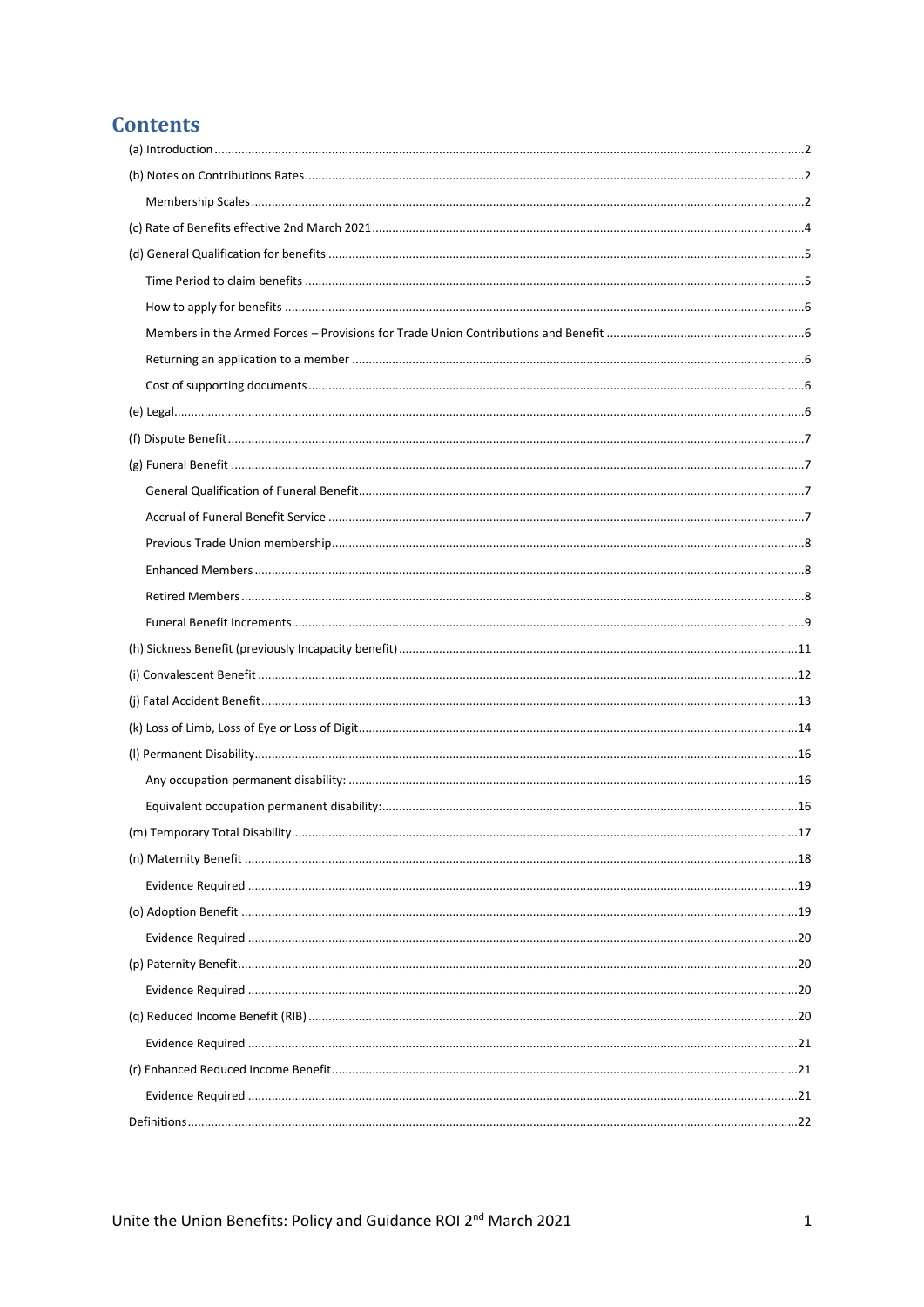# Contents

(a) Introduction .....2

(b) Notes on Contributions Rates .....2

- Membership Scales .....2

(c) Rate of Benefits effective 2nd March 2021 .....4

(d) General Qualification for benefits .....5

- Time Period to claim benefits .....5
- How to apply for benefits .....6
- Members in the Armed Forces – Provisions for Trade Union Contributions and Benefit .....6
- Returning an application to a member .....6
- Cost of supporting documents .....6

(e) Legal .....6

(f) Dispute Benefit .....7

(g) Funeral Benefit .....7

- General Qualification of Funeral Benefit .....7
- Accrual of Funeral Benefit Service .....7
- Previous Trade Union membership .....8
- Enhanced Members .....8
- Retired Members .....8
- Funeral Benefit Increments .....9

(h) Sickness Benefit (previously Incapacity benefit) .....11

(i) Convalescent Benefit .....12

(j) Fatal Accident Benefit .....13

(k) Loss of Limb, Loss of Eye or Loss of Digit .....14

(l) Permanent Disability .....16

- Any occupation permanent disability: .....16
- Equivalent occupation permanent disability: .....16

(m) Temporary Total Disability .....17

(n) Maternity Benefit .....18

- Evidence Required .....19

(o) Adoption Benefit .....19

- Evidence Required .....20

(p) Paternity Benefit .....20

- Evidence Required .....20

(q) Reduced Income Benefit (RIB) .....20

- Evidence Required .....21

(r) Enhanced Reduced Income Benefit .....21

- Evidence Required .....21

Definitions .....22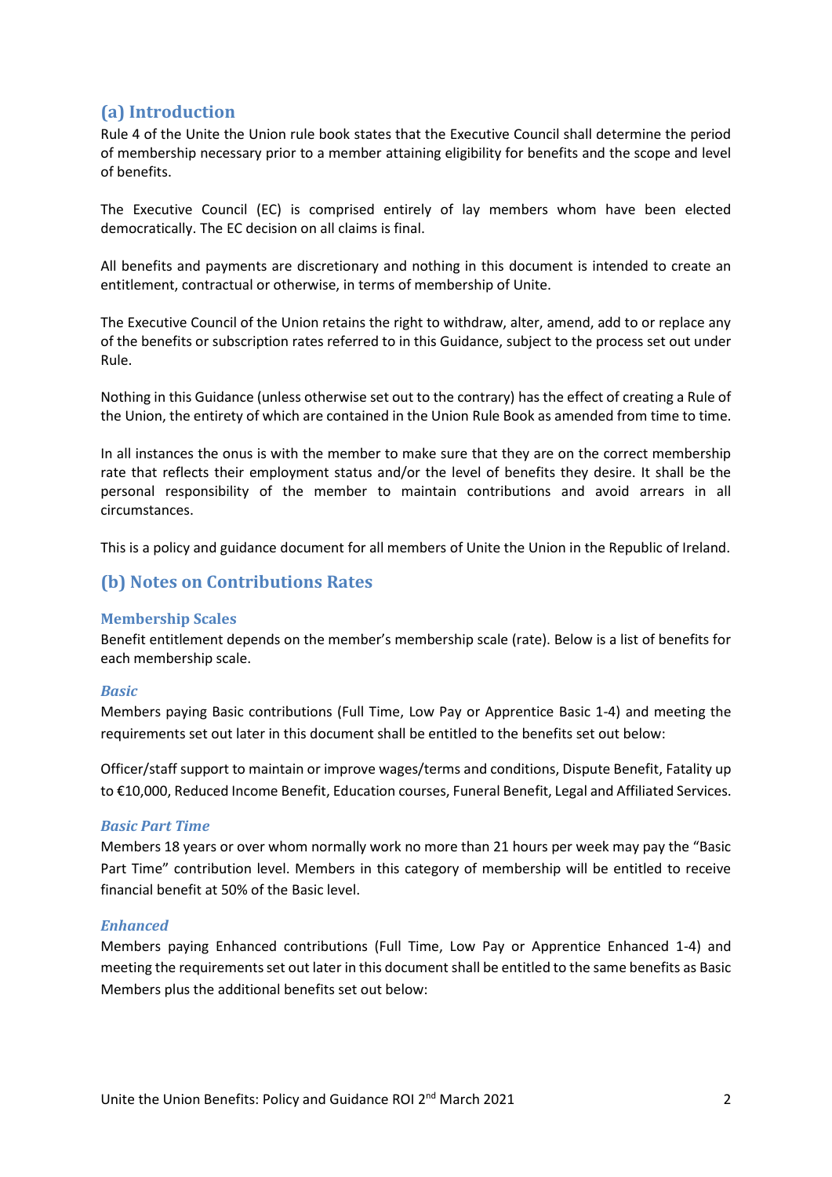## (a) Introduction

Rule 4 of the Unite the Union rule book states that the Executive Council shall determine the period of membership necessary prior to a member attaining eligibility for benefits and the scope and level of benefits.

The Executive Council (EC) is comprised entirely of lay members whom have been elected democratically. The EC decision on all claims is final.

All benefits and payments are discretionary and nothing in this document is intended to create an entitlement, contractual or otherwise, in terms of membership of Unite.

The Executive Council of the Union retains the right to withdraw, alter, amend, add to or replace any of the benefits or subscription rates referred to in this Guidance, subject to the process set out under Rule.

Nothing in this Guidance (unless otherwise set out to the contrary) has the effect of creating a Rule of the Union, the entirety of which are contained in the Union Rule Book as amended from time to time.

In all instances the onus is with the member to make sure that they are on the correct membership rate that reflects their employment status and/or the level of benefits they desire. It shall be the personal responsibility of the member to maintain contributions and avoid arrears in all circumstances.

This is a policy and guidance document for all members of Unite the Union in the Republic of Ireland.

## (b) Notes on Contributions Rates

### Membership Scales

Benefit entitlement depends on the member's membership scale (rate). Below is a list of benefits for each membership scale.

#### *Basic*

Members paying Basic contributions (Full Time, Low Pay or Apprentice Basic 1-4) and meeting the requirements set out later in this document shall be entitled to the benefits set out below:

Officer/staff support to maintain or improve wages/terms and conditions, Dispute Benefit, Fatality up to €10,000, Reduced Income Benefit, Education courses, Funeral Benefit, Legal and Affiliated Services.

#### *Basic Part Time*

Members 18 years or over whom normally work no more than 21 hours per week may pay the "Basic Part Time" contribution level. Members in this category of membership will be entitled to receive financial benefit at 50% of the Basic level.

#### *Enhanced*

Members paying Enhanced contributions (Full Time, Low Pay or Apprentice Enhanced 1-4) and meeting the requirements set out later in this document shall be entitled to the same benefits as Basic Members plus the additional benefits set out below: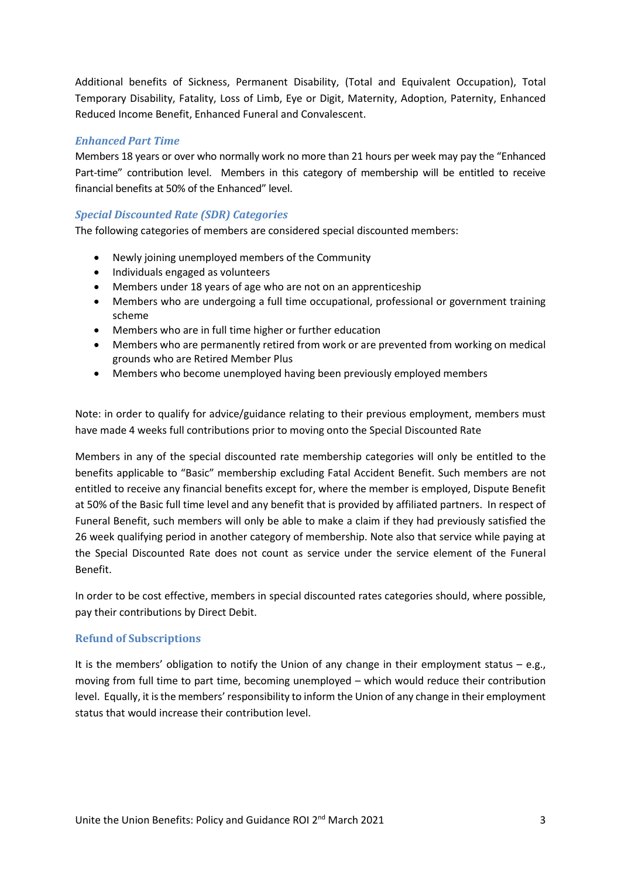Additional benefits of Sickness, Permanent Disability, (Total and Equivalent Occupation), Total Temporary Disability, Fatality, Loss of Limb, Eye or Digit, Maternity, Adoption, Paternity, Enhanced Reduced Income Benefit, Enhanced Funeral and Convalescent.

### *Enhanced Part Time*

Members 18 years or over who normally work no more than 21 hours per week may pay the "Enhanced Part-time" contribution level. Members in this category of membership will be entitled to receive financial benefits at 50% of the Enhanced" level.

### *Special Discounted Rate (SDR) Categories*

The following categories of members are considered special discounted members:

- Newly joining unemployed members of the Community
- Individuals engaged as volunteers
- Members under 18 years of age who are not on an apprenticeship
- Members who are undergoing a full time occupational, professional or government training scheme
- Members who are in full time higher or further education
- Members who are permanently retired from work or are prevented from working on medical grounds who are Retired Member Plus
- Members who become unemployed having been previously employed members

Note: in order to qualify for advice/guidance relating to their previous employment, members must have made 4 weeks full contributions prior to moving onto the Special Discounted Rate

Members in any of the special discounted rate membership categories will only be entitled to the benefits applicable to "Basic" membership excluding Fatal Accident Benefit. Such members are not entitled to receive any financial benefits except for, where the member is employed, Dispute Benefit at 50% of the Basic full time level and any benefit that is provided by affiliated partners. In respect of Funeral Benefit, such members will only be able to make a claim if they had previously satisfied the 26 week qualifying period in another category of membership. Note also that service while paying at the Special Discounted Rate does not count as service under the service element of the Funeral Benefit.

In order to be cost effective, members in special discounted rates categories should, where possible, pay their contributions by Direct Debit.

## Refund of Subscriptions

It is the members' obligation to notify the Union of any change in their employment status – e.g., moving from full time to part time, becoming unemployed – which would reduce their contribution level. Equally, it is the members' responsibility to inform the Union of any change in their employment status that would increase their contribution level.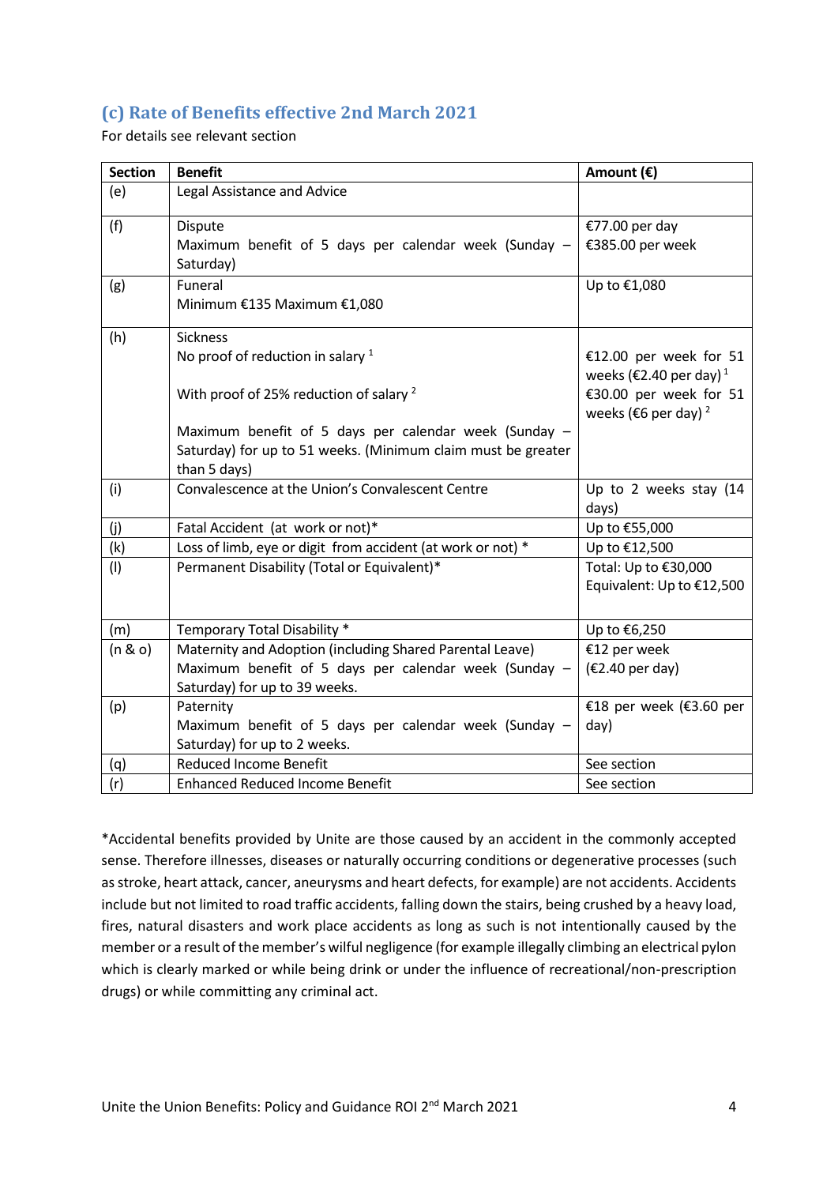## (c) Rate of Benefits effective 2nd March 2021

For details see relevant section

| Section | Benefit | Amount (€) |
|---|---|---|
| (e) | Legal Assistance and Advice | |
| (f) | Dispute<br>Maximum benefit of 5 days per calendar week (Sunday – Saturday) | €77.00 per day<br>€385.00 per week |
| (g) | Funeral<br>Minimum €135 Maximum €1,080 | Up to €1,080 |
| (h) | Sickness<br>No proof of reduction in salary [1]<br>With proof of 25% reduction of salary [2]<br>Maximum benefit of 5 days per calendar week (Sunday – Saturday) for up to 51 weeks. (Minimum claim must be greater than 5 days) | €12.00 per week for 51 weeks (€2.40 per day) [1]<br>€30.00 per week for 51 weeks (€6 per day) [2] |
| (i) | Convalescence at the Union's Convalescent Centre | Up to 2 weeks stay (14 days) |
| (j) | Fatal Accident (at work or not)* | Up to €55,000 |
| (k) | Loss of limb, eye or digit from accident (at work or not) * | Up to €12,500 |
| (l) | Permanent Disability (Total or Equivalent)* | Total: Up to €30,000<br>Equivalent: Up to €12,500 |
| (m) | Temporary Total Disability * | Up to €6,250 |
| (n & o) | Maternity and Adoption (including Shared Parental Leave)<br>Maximum benefit of 5 days per calendar week (Sunday – Saturday) for up to 39 weeks. | €12 per week<br>(€2.40 per day) |
| (p) | Paternity<br>Maximum benefit of 5 days per calendar week (Sunday – Saturday) for up to 2 weeks. | €18 per week (€3.60 per day) |
| (q) | Reduced Income Benefit | See section |
| (r) | Enhanced Reduced Income Benefit | See section |

*Accidental benefits provided by Unite are those caused by an accident in the commonly accepted sense. Therefore illnesses, diseases or naturally occurring conditions or degenerative processes (such as stroke, heart attack, cancer, aneurysms and heart defects, for example) are not accidents. Accidents include but not limited to road traffic accidents, falling down the stairs, being crushed by a heavy load, fires, natural disasters and work place accidents as long as such is not intentionally caused by the member or a result of the member's wilful negligence (for example illegally climbing an electrical pylon which is clearly marked or while being drink or under the influence of recreational/non-prescription drugs) or while committing any criminal act.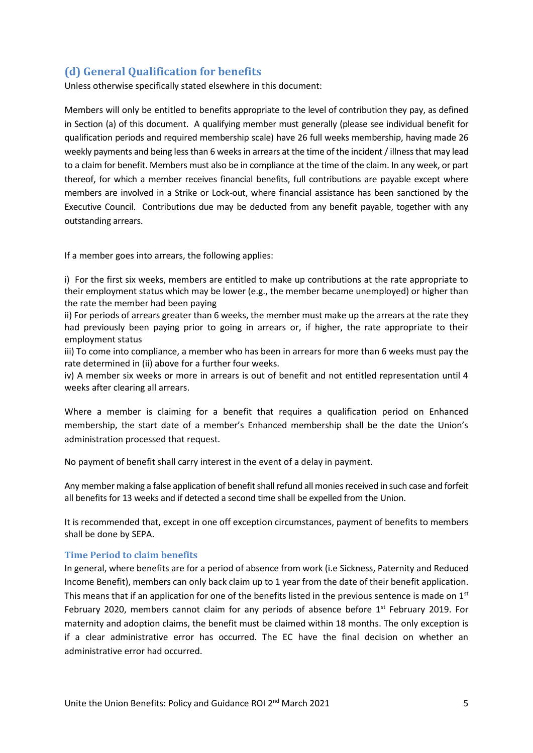## (d) General Qualification for benefits

Unless otherwise specifically stated elsewhere in this document:

Members will only be entitled to benefits appropriate to the level of contribution they pay, as defined in Section (a) of this document. A qualifying member must generally (please see individual benefit for qualification periods and required membership scale) have 26 full weeks membership, having made 26 weekly payments and being less than 6 weeks in arrears at the time of the incident / illness that may lead to a claim for benefit. Members must also be in compliance at the time of the claim. In any week, or part thereof, for which a member receives financial benefits, full contributions are payable except where members are involved in a Strike or Lock-out, where financial assistance has been sanctioned by the Executive Council. Contributions due may be deducted from any benefit payable, together with any outstanding arrears.

If a member goes into arrears, the following applies:

i) For the first six weeks, members are entitled to make up contributions at the rate appropriate to their employment status which may be lower (e.g., the member became unemployed) or higher than the rate the member had been paying
ii) For periods of arrears greater than 6 weeks, the member must make up the arrears at the rate they had previously been paying prior to going in arrears or, if higher, the rate appropriate to their employment status
iii) To come into compliance, a member who has been in arrears for more than 6 weeks must pay the rate determined in (ii) above for a further four weeks.
iv) A member six weeks or more in arrears is out of benefit and not entitled representation until 4 weeks after clearing all arrears.

Where a member is claiming for a benefit that requires a qualification period on Enhanced membership, the start date of a member's Enhanced membership shall be the date the Union's administration processed that request.

No payment of benefit shall carry interest in the event of a delay in payment.

Any member making a false application of benefit shall refund all monies received in such case and forfeit all benefits for 13 weeks and if detected a second time shall be expelled from the Union.

It is recommended that, except in one off exception circumstances, payment of benefits to members shall be done by SEPA.

### Time Period to claim benefits

In general, where benefits are for a period of absence from work (i.e Sickness, Paternity and Reduced Income Benefit), members can only back claim up to 1 year from the date of their benefit application. This means that if an application for one of the benefits listed in the previous sentence is made on 1st February 2020, members cannot claim for any periods of absence before 1st February 2019. For maternity and adoption claims, the benefit must be claimed within 18 months. The only exception is if a clear administrative error has occurred. The EC have the final decision on whether an administrative error had occurred.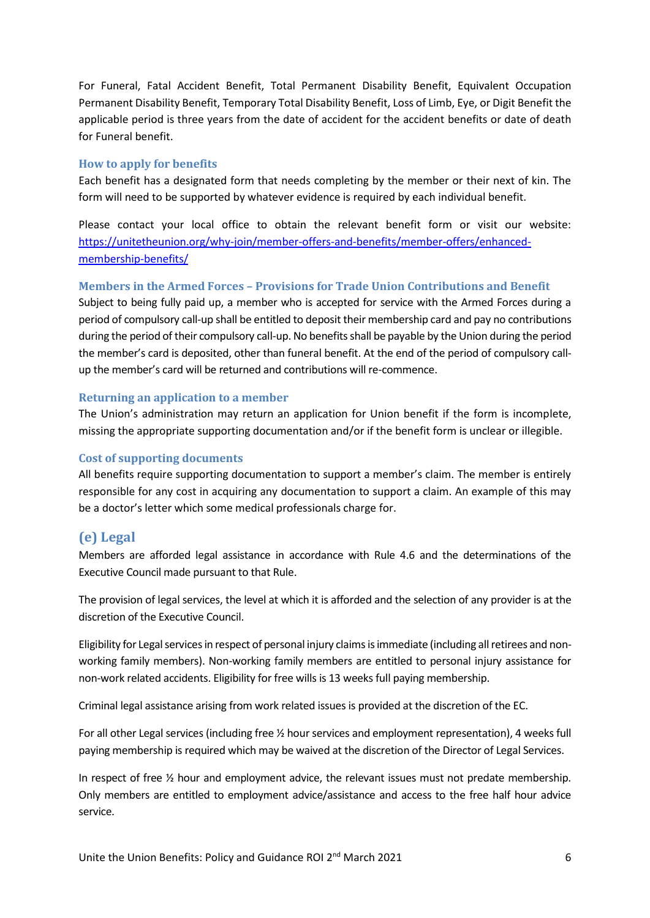For Funeral, Fatal Accident Benefit, Total Permanent Disability Benefit, Equivalent Occupation Permanent Disability Benefit, Temporary Total Disability Benefit, Loss of Limb, Eye, or Digit Benefit the applicable period is three years from the date of accident for the accident benefits or date of death for Funeral benefit.

### How to apply for benefits

Each benefit has a designated form that needs completing by the member or their next of kin. The form will need to be supported by whatever evidence is required by each individual benefit.

Please contact your local office to obtain the relevant benefit form or visit our website: [https://unitetheunion.org/why-join/member-offers-and-benefits/member-offers/enhanced-membership-benefits/](https://unitetheunion.org/why-join/member-offers-and-benefits/member-offers/enhanced-membership-benefits/)

### Members in the Armed Forces – Provisions for Trade Union Contributions and Benefit

Subject to being fully paid up, a member who is accepted for service with the Armed Forces during a period of compulsory call-up shall be entitled to deposit their membership card and pay no contributions during the period of their compulsory call-up. No benefits shall be payable by the Union during the period the member's card is deposited, other than funeral benefit. At the end of the period of compulsory call-up the member's card will be returned and contributions will re-commence.

### Returning an application to a member

The Union's administration may return an application for Union benefit if the form is incomplete, missing the appropriate supporting documentation and/or if the benefit form is unclear or illegible.

### Cost of supporting documents

All benefits require supporting documentation to support a member's claim. The member is entirely responsible for any cost in acquiring any documentation to support a claim. An example of this may be a doctor's letter which some medical professionals charge for.

## (e) Legal

Members are afforded legal assistance in accordance with Rule 4.6 and the determinations of the Executive Council made pursuant to that Rule.

The provision of legal services, the level at which it is afforded and the selection of any provider is at the discretion of the Executive Council.

Eligibility for Legal services in respect of personal injury claims is immediate (including all retirees and non-working family members). Non-working family members are entitled to personal injury assistance for non-work related accidents. Eligibility for free wills is 13 weeks full paying membership.

Criminal legal assistance arising from work related issues is provided at the discretion of the EC.

For all other Legal services (including free ½ hour services and employment representation), 4 weeks full paying membership is required which may be waived at the discretion of the Director of Legal Services.

In respect of free ½ hour and employment advice, the relevant issues must not predate membership. Only members are entitled to employment advice/assistance and access to the free half hour advice service.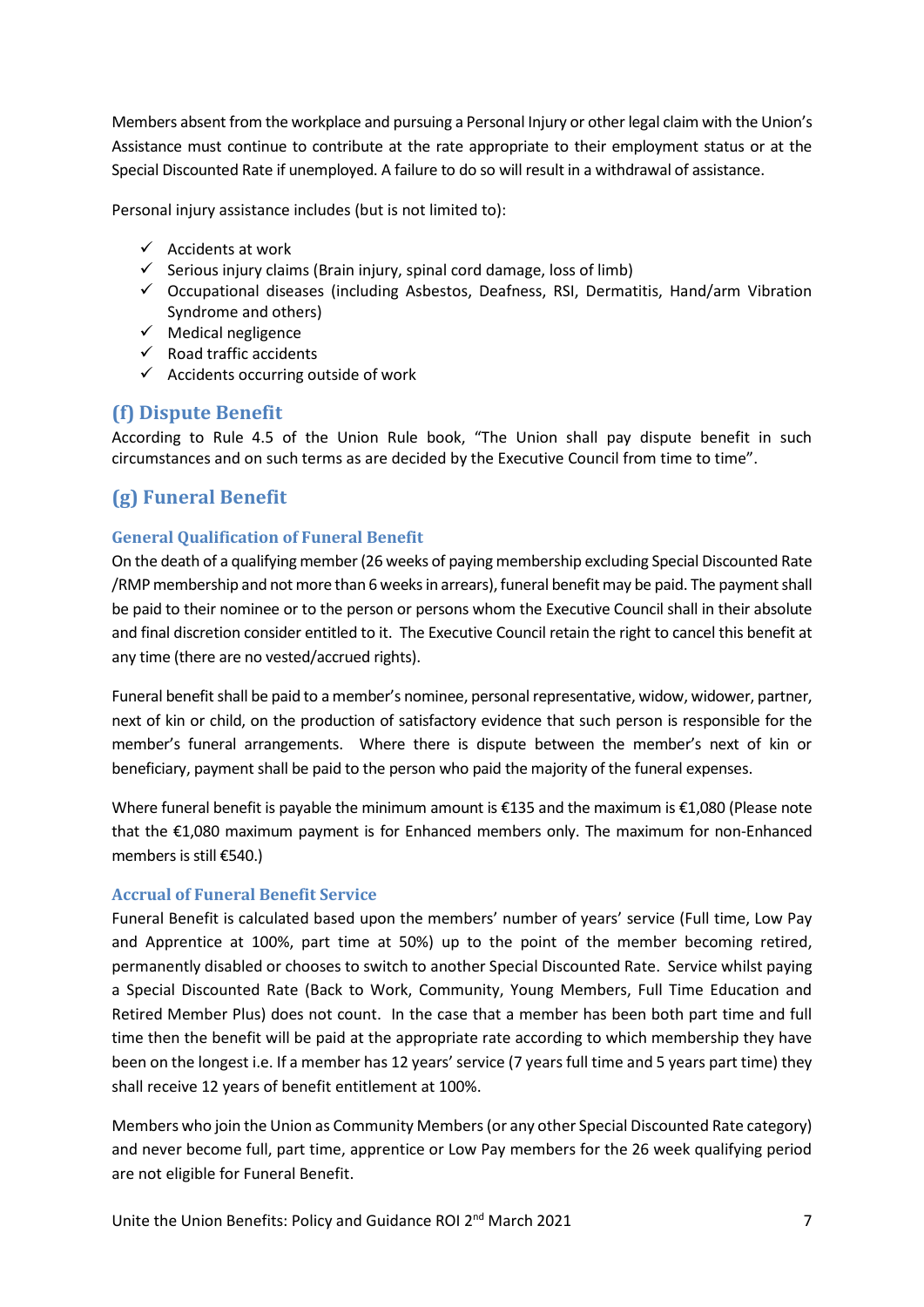Members absent from the workplace and pursuing a Personal Injury or other legal claim with the Union's Assistance must continue to contribute at the rate appropriate to their employment status or at the Special Discounted Rate if unemployed. A failure to do so will result in a withdrawal of assistance.

Personal injury assistance includes (but is not limited to):

- ✓ Accidents at work
- ✓ Serious injury claims (Brain injury, spinal cord damage, loss of limb)
- ✓ Occupational diseases (including Asbestos, Deafness, RSI, Dermatitis, Hand/arm Vibration Syndrome and others)
- ✓ Medical negligence
- ✓ Road traffic accidents
- ✓ Accidents occurring outside of work

## (f) Dispute Benefit

According to Rule 4.5 of the Union Rule book, "The Union shall pay dispute benefit in such circumstances and on such terms as are decided by the Executive Council from time to time".

## (g) Funeral Benefit

### General Qualification of Funeral Benefit

On the death of a qualifying member (26 weeks of paying membership excluding Special Discounted Rate /RMP membership and not more than 6 weeks in arrears), funeral benefit may be paid. The payment shall be paid to their nominee or to the person or persons whom the Executive Council shall in their absolute and final discretion consider entitled to it. The Executive Council retain the right to cancel this benefit at any time (there are no vested/accrued rights).

Funeral benefit shall be paid to a member's nominee, personal representative, widow, widower, partner, next of kin or child, on the production of satisfactory evidence that such person is responsible for the member's funeral arrangements. Where there is dispute between the member's next of kin or beneficiary, payment shall be paid to the person who paid the majority of the funeral expenses.

Where funeral benefit is payable the minimum amount is €135 and the maximum is €1,080 (Please note that the €1,080 maximum payment is for Enhanced members only. The maximum for non-Enhanced members is still €540.)

### Accrual of Funeral Benefit Service

Funeral Benefit is calculated based upon the members' number of years' service (Full time, Low Pay and Apprentice at 100%, part time at 50%) up to the point of the member becoming retired, permanently disabled or chooses to switch to another Special Discounted Rate. Service whilst paying a Special Discounted Rate (Back to Work, Community, Young Members, Full Time Education and Retired Member Plus) does not count. In the case that a member has been both part time and full time then the benefit will be paid at the appropriate rate according to which membership they have been on the longest i.e. If a member has 12 years' service (7 years full time and 5 years part time) they shall receive 12 years of benefit entitlement at 100%.

Members who join the Union as Community Members (or any other Special Discounted Rate category) and never become full, part time, apprentice or Low Pay members for the 26 week qualifying period are not eligible for Funeral Benefit.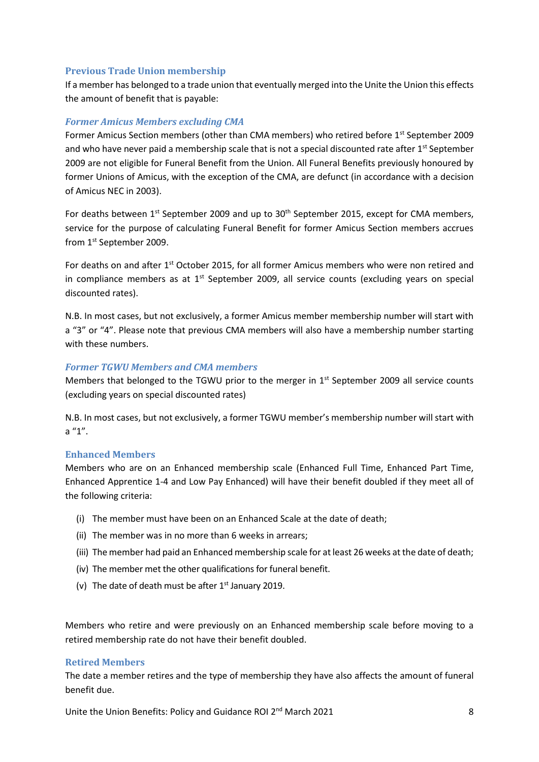## Previous Trade Union membership

If a member has belonged to a trade union that eventually merged into the Unite the Union this effects the amount of benefit that is payable:

### *Former Amicus Members excluding CMA*

Former Amicus Section members (other than CMA members) who retired before 1st September 2009 and who have never paid a membership scale that is not a special discounted rate after 1st September 2009 are not eligible for Funeral Benefit from the Union. All Funeral Benefits previously honoured by former Unions of Amicus, with the exception of the CMA, are defunct (in accordance with a decision of Amicus NEC in 2003).

For deaths between 1st September 2009 and up to 30th September 2015, except for CMA members, service for the purpose of calculating Funeral Benefit for former Amicus Section members accrues from 1st September 2009.

For deaths on and after 1st October 2015, for all former Amicus members who were non retired and in compliance members as at 1st September 2009, all service counts (excluding years on special discounted rates).

N.B. In most cases, but not exclusively, a former Amicus member membership number will start with a "3" or "4". Please note that previous CMA members will also have a membership number starting with these numbers.

### *Former TGWU Members and CMA members*

Members that belonged to the TGWU prior to the merger in 1st September 2009 all service counts (excluding years on special discounted rates)

N.B. In most cases, but not exclusively, a former TGWU member's membership number will start with a "1".

## Enhanced Members

Members who are on an Enhanced membership scale (Enhanced Full Time, Enhanced Part Time, Enhanced Apprentice 1-4 and Low Pay Enhanced) will have their benefit doubled if they meet all of the following criteria:

(i) The member must have been on an Enhanced Scale at the date of death;

(ii) The member was in no more than 6 weeks in arrears;

(iii) The member had paid an Enhanced membership scale for at least 26 weeks at the date of death;

(iv) The member met the other qualifications for funeral benefit.

(v) The date of death must be after 1st January 2019.

Members who retire and were previously on an Enhanced membership scale before moving to a retired membership rate do not have their benefit doubled.

## Retired Members

The date a member retires and the type of membership they have also affects the amount of funeral benefit due.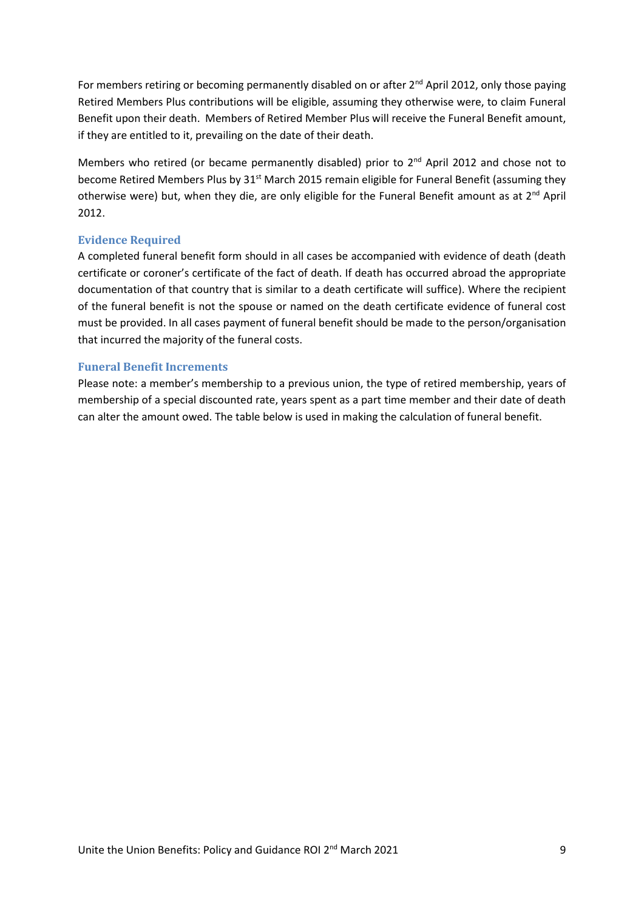For members retiring or becoming permanently disabled on or after 2nd April 2012, only those paying Retired Members Plus contributions will be eligible, assuming they otherwise were, to claim Funeral Benefit upon their death. Members of Retired Member Plus will receive the Funeral Benefit amount, if they are entitled to it, prevailing on the date of their death.

Members who retired (or became permanently disabled) prior to 2nd April 2012 and chose not to become Retired Members Plus by 31st March 2015 remain eligible for Funeral Benefit (assuming they otherwise were) but, when they die, are only eligible for the Funeral Benefit amount as at 2nd April 2012.

### Evidence Required

A completed funeral benefit form should in all cases be accompanied with evidence of death (death certificate or coroner's certificate of the fact of death. If death has occurred abroad the appropriate documentation of that country that is similar to a death certificate will suffice). Where the recipient of the funeral benefit is not the spouse or named on the death certificate evidence of funeral cost must be provided. In all cases payment of funeral benefit should be made to the person/organisation that incurred the majority of the funeral costs.

### Funeral Benefit Increments

Please note: a member's membership to a previous union, the type of retired membership, years of membership of a special discounted rate, years spent as a part time member and their date of death can alter the amount owed. The table below is used in making the calculation of funeral benefit.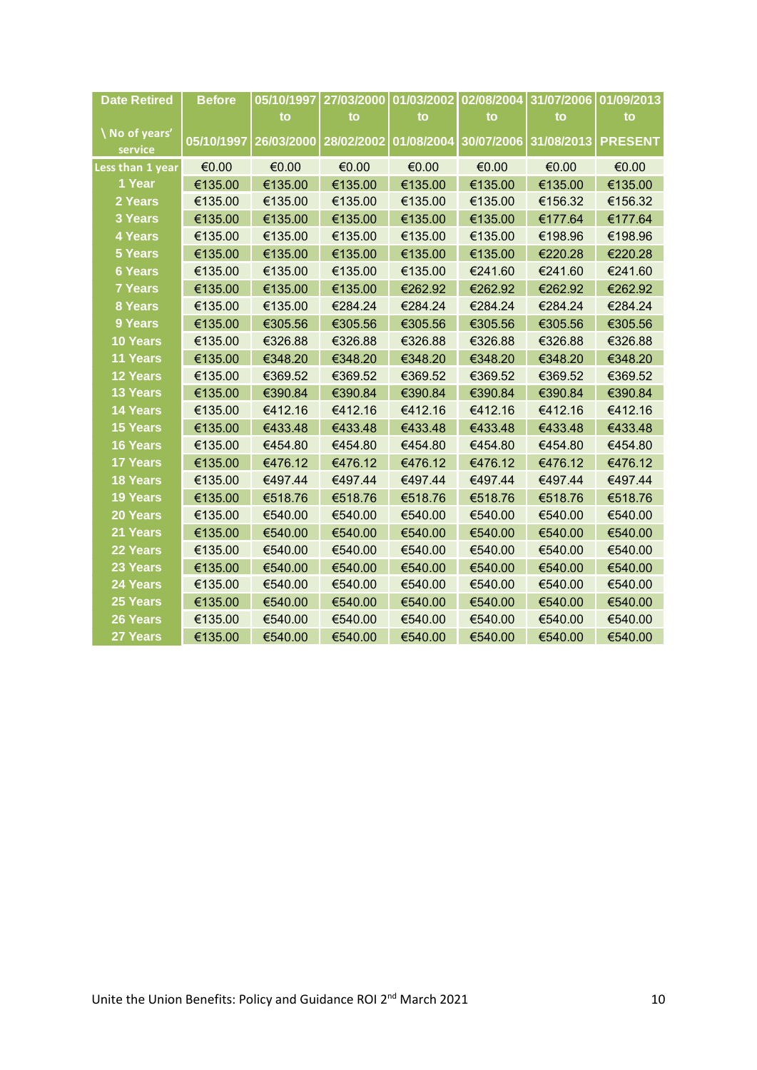| Date Retired \ No of years' service | Before 05/10/1997 | 05/10/1997 to 26/03/2000 | 27/03/2000 to 28/02/2002 | 01/03/2002 to 01/08/2004 | 02/08/2004 to 30/07/2006 | 31/07/2006 to 31/08/2013 | 01/09/2013 to PRESENT |
|---|---|---|---|---|---|---|---|
| Less than 1 year | €0.00 | €0.00 | €0.00 | €0.00 | €0.00 | €0.00 | €0.00 |
| 1 Year | €135.00 | €135.00 | €135.00 | €135.00 | €135.00 | €135.00 | €135.00 |
| 2 Years | €135.00 | €135.00 | €135.00 | €135.00 | €135.00 | €156.32 | €156.32 |
| 3 Years | €135.00 | €135.00 | €135.00 | €135.00 | €135.00 | €177.64 | €177.64 |
| 4 Years | €135.00 | €135.00 | €135.00 | €135.00 | €135.00 | €198.96 | €198.96 |
| 5 Years | €135.00 | €135.00 | €135.00 | €135.00 | €135.00 | €220.28 | €220.28 |
| 6 Years | €135.00 | €135.00 | €135.00 | €135.00 | €241.60 | €241.60 | €241.60 |
| 7 Years | €135.00 | €135.00 | €135.00 | €262.92 | €262.92 | €262.92 | €262.92 |
| 8 Years | €135.00 | €135.00 | €284.24 | €284.24 | €284.24 | €284.24 | €284.24 |
| 9 Years | €135.00 | €305.56 | €305.56 | €305.56 | €305.56 | €305.56 | €305.56 |
| 10 Years | €135.00 | €326.88 | €326.88 | €326.88 | €326.88 | €326.88 | €326.88 |
| 11 Years | €135.00 | €348.20 | €348.20 | €348.20 | €348.20 | €348.20 | €348.20 |
| 12 Years | €135.00 | €369.52 | €369.52 | €369.52 | €369.52 | €369.52 | €369.52 |
| 13 Years | €135.00 | €390.84 | €390.84 | €390.84 | €390.84 | €390.84 | €390.84 |
| 14 Years | €135.00 | €412.16 | €412.16 | €412.16 | €412.16 | €412.16 | €412.16 |
| 15 Years | €135.00 | €433.48 | €433.48 | €433.48 | €433.48 | €433.48 | €433.48 |
| 16 Years | €135.00 | €454.80 | €454.80 | €454.80 | €454.80 | €454.80 | €454.80 |
| 17 Years | €135.00 | €476.12 | €476.12 | €476.12 | €476.12 | €476.12 | €476.12 |
| 18 Years | €135.00 | €497.44 | €497.44 | €497.44 | €497.44 | €497.44 | €497.44 |
| 19 Years | €135.00 | €518.76 | €518.76 | €518.76 | €518.76 | €518.76 | €518.76 |
| 20 Years | €135.00 | €540.00 | €540.00 | €540.00 | €540.00 | €540.00 | €540.00 |
| 21 Years | €135.00 | €540.00 | €540.00 | €540.00 | €540.00 | €540.00 | €540.00 |
| 22 Years | €135.00 | €540.00 | €540.00 | €540.00 | €540.00 | €540.00 | €540.00 |
| 23 Years | €135.00 | €540.00 | €540.00 | €540.00 | €540.00 | €540.00 | €540.00 |
| 24 Years | €135.00 | €540.00 | €540.00 | €540.00 | €540.00 | €540.00 | €540.00 |
| 25 Years | €135.00 | €540.00 | €540.00 | €540.00 | €540.00 | €540.00 | €540.00 |
| 26 Years | €135.00 | €540.00 | €540.00 | €540.00 | €540.00 | €540.00 | €540.00 |
| 27 Years | €135.00 | €540.00 | €540.00 | €540.00 | €540.00 | €540.00 | €540.00 |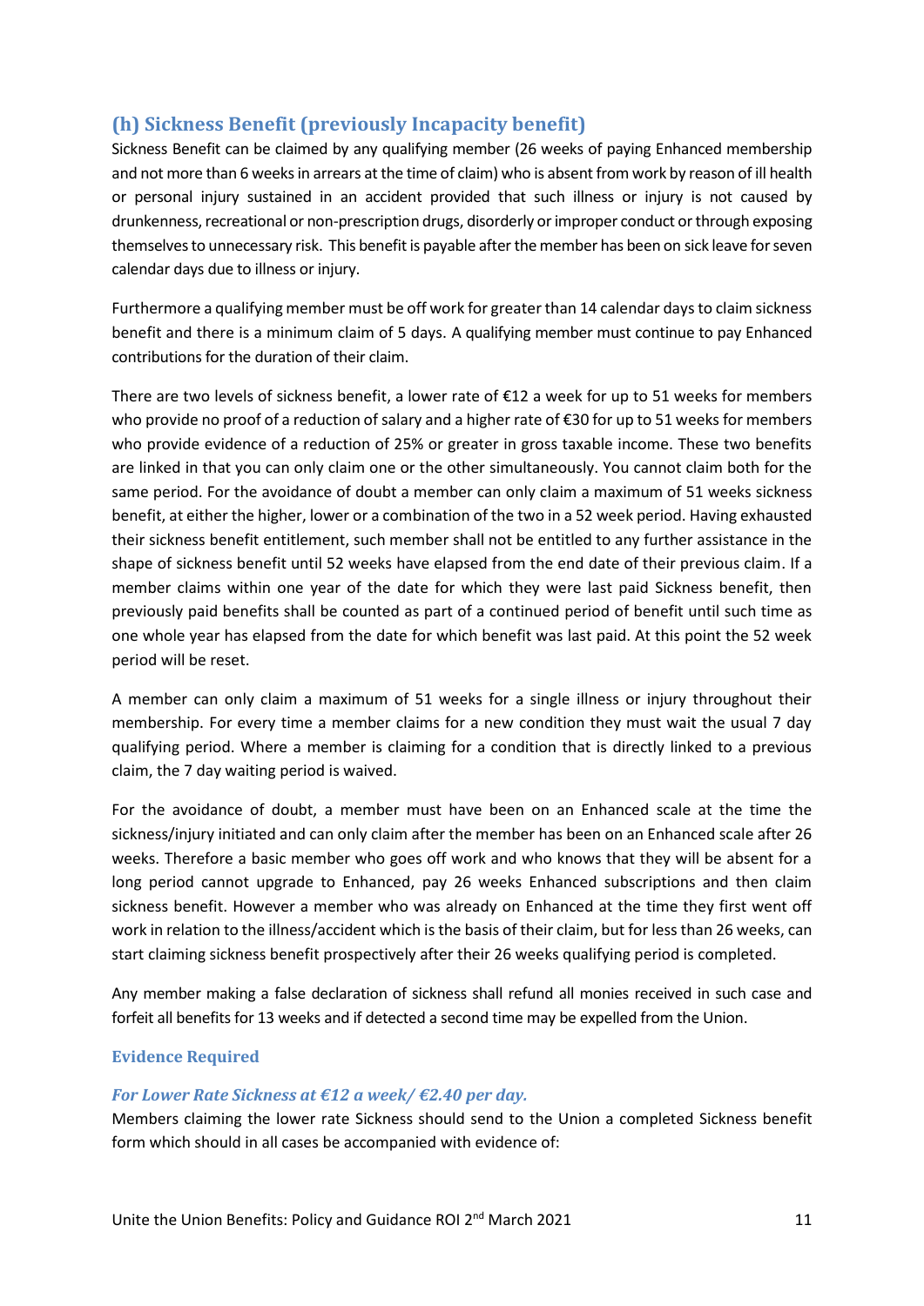## (h) Sickness Benefit (previously Incapacity benefit)

Sickness Benefit can be claimed by any qualifying member (26 weeks of paying Enhanced membership and not more than 6 weeks in arrears at the time of claim) who is absent from work by reason of ill health or personal injury sustained in an accident provided that such illness or injury is not caused by drunkenness, recreational or non-prescription drugs, disorderly or improper conduct or through exposing themselves to unnecessary risk. This benefit is payable after the member has been on sick leave for seven calendar days due to illness or injury.

Furthermore a qualifying member must be off work for greater than 14 calendar days to claim sickness benefit and there is a minimum claim of 5 days. A qualifying member must continue to pay Enhanced contributions for the duration of their claim.

There are two levels of sickness benefit, a lower rate of €12 a week for up to 51 weeks for members who provide no proof of a reduction of salary and a higher rate of €30 for up to 51 weeks for members who provide evidence of a reduction of 25% or greater in gross taxable income. These two benefits are linked in that you can only claim one or the other simultaneously. You cannot claim both for the same period. For the avoidance of doubt a member can only claim a maximum of 51 weeks sickness benefit, at either the higher, lower or a combination of the two in a 52 week period. Having exhausted their sickness benefit entitlement, such member shall not be entitled to any further assistance in the shape of sickness benefit until 52 weeks have elapsed from the end date of their previous claim. If a member claims within one year of the date for which they were last paid Sickness benefit, then previously paid benefits shall be counted as part of a continued period of benefit until such time as one whole year has elapsed from the date for which benefit was last paid. At this point the 52 week period will be reset.

A member can only claim a maximum of 51 weeks for a single illness or injury throughout their membership. For every time a member claims for a new condition they must wait the usual 7 day qualifying period. Where a member is claiming for a condition that is directly linked to a previous claim, the 7 day waiting period is waived.

For the avoidance of doubt, a member must have been on an Enhanced scale at the time the sickness/injury initiated and can only claim after the member has been on an Enhanced scale after 26 weeks. Therefore a basic member who goes off work and who knows that they will be absent for a long period cannot upgrade to Enhanced, pay 26 weeks Enhanced subscriptions and then claim sickness benefit. However a member who was already on Enhanced at the time they first went off work in relation to the illness/accident which is the basis of their claim, but for less than 26 weeks, can start claiming sickness benefit prospectively after their 26 weeks qualifying period is completed.

Any member making a false declaration of sickness shall refund all monies received in such case and forfeit all benefits for 13 weeks and if detected a second time may be expelled from the Union.

### Evidence Required

#### *For Lower Rate Sickness at €12 a week/ €2.40 per day.*

Members claiming the lower rate Sickness should send to the Union a completed Sickness benefit form which should in all cases be accompanied with evidence of: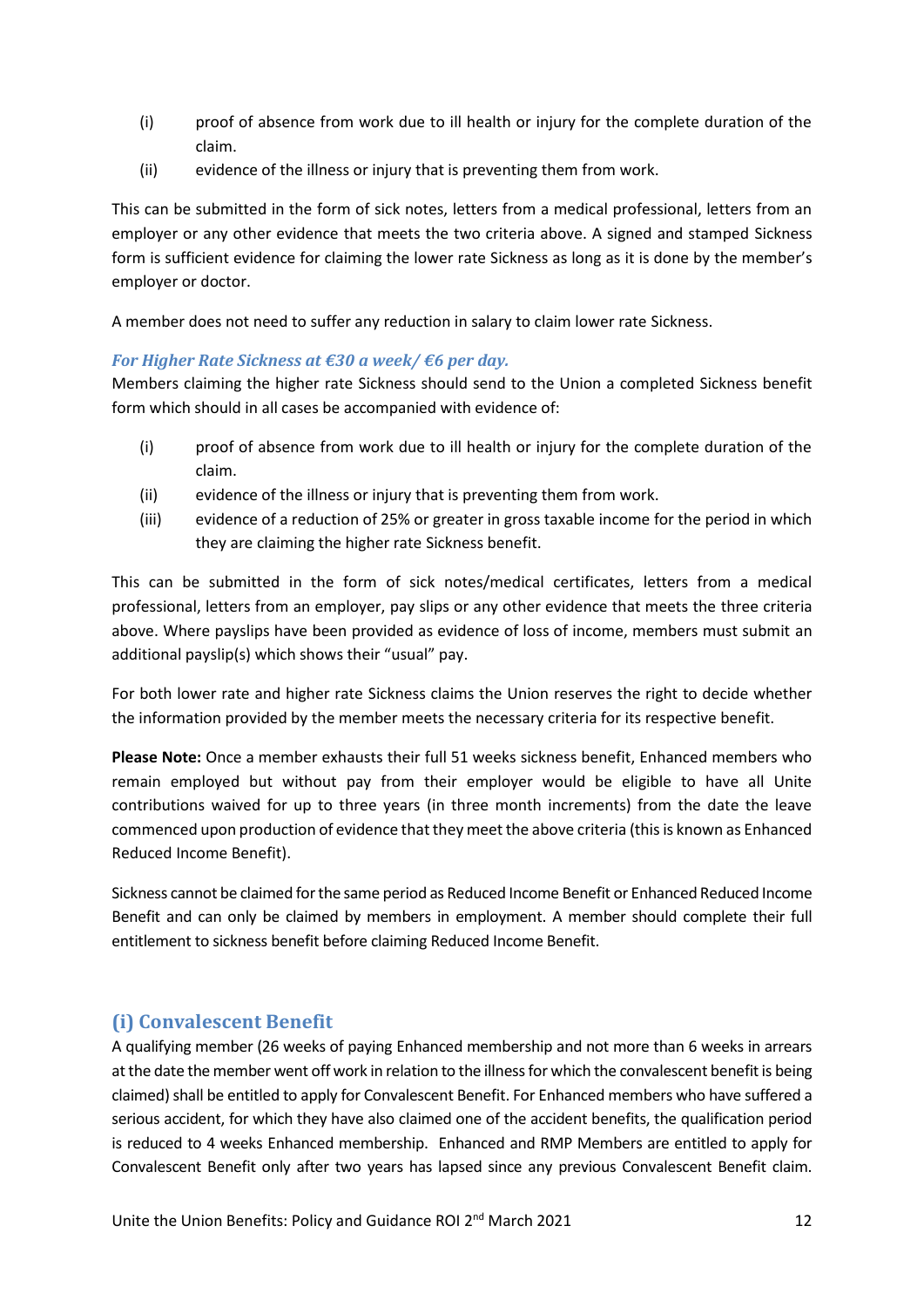(i) proof of absence from work due to ill health or injury for the complete duration of the claim.

(ii) evidence of the illness or injury that is preventing them from work.

This can be submitted in the form of sick notes, letters from a medical professional, letters from an employer or any other evidence that meets the two criteria above. A signed and stamped Sickness form is sufficient evidence for claiming the lower rate Sickness as long as it is done by the member's employer or doctor.

A member does not need to suffer any reduction in salary to claim lower rate Sickness.

***For Higher Rate Sickness at €30 a week/ €6 per day.***

Members claiming the higher rate Sickness should send to the Union a completed Sickness benefit form which should in all cases be accompanied with evidence of:

(i) proof of absence from work due to ill health or injury for the complete duration of the claim.

(ii) evidence of the illness or injury that is preventing them from work.

(iii) evidence of a reduction of 25% or greater in gross taxable income for the period in which they are claiming the higher rate Sickness benefit.

This can be submitted in the form of sick notes/medical certificates, letters from a medical professional, letters from an employer, pay slips or any other evidence that meets the three criteria above. Where payslips have been provided as evidence of loss of income, members must submit an additional payslip(s) which shows their "usual" pay.

For both lower rate and higher rate Sickness claims the Union reserves the right to decide whether the information provided by the member meets the necessary criteria for its respective benefit.

**Please Note:** Once a member exhausts their full 51 weeks sickness benefit, Enhanced members who remain employed but without pay from their employer would be eligible to have all Unite contributions waived for up to three years (in three month increments) from the date the leave commenced upon production of evidence that they meet the above criteria (this is known as Enhanced Reduced Income Benefit).

Sickness cannot be claimed for the same period as Reduced Income Benefit or Enhanced Reduced Income Benefit and can only be claimed by members in employment. A member should complete their full entitlement to sickness benefit before claiming Reduced Income Benefit.

## (i) Convalescent Benefit

A qualifying member (26 weeks of paying Enhanced membership and not more than 6 weeks in arrears at the date the member went off work in relation to the illness for which the convalescent benefit is being claimed) shall be entitled to apply for Convalescent Benefit. For Enhanced members who have suffered a serious accident, for which they have also claimed one of the accident benefits, the qualification period is reduced to 4 weeks Enhanced membership. Enhanced and RMP Members are entitled to apply for Convalescent Benefit only after two years has lapsed since any previous Convalescent Benefit claim.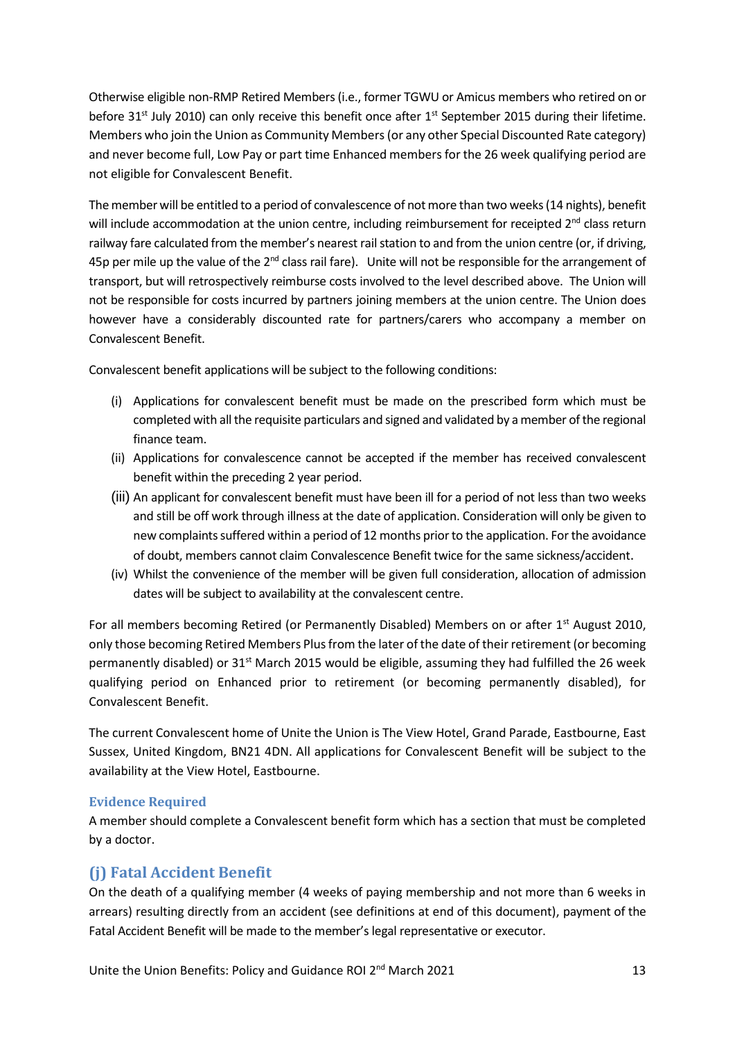Otherwise eligible non-RMP Retired Members (i.e., former TGWU or Amicus members who retired on or before 31st July 2010) can only receive this benefit once after 1st September 2015 during their lifetime. Members who join the Union as Community Members (or any other Special Discounted Rate category) and never become full, Low Pay or part time Enhanced members for the 26 week qualifying period are not eligible for Convalescent Benefit.

The member will be entitled to a period of convalescence of not more than two weeks (14 nights), benefit will include accommodation at the union centre, including reimbursement for receipted 2nd class return railway fare calculated from the member's nearest rail station to and from the union centre (or, if driving, 45p per mile up the value of the 2nd class rail fare). Unite will not be responsible for the arrangement of transport, but will retrospectively reimburse costs involved to the level described above. The Union will not be responsible for costs incurred by partners joining members at the union centre. The Union does however have a considerably discounted rate for partners/carers who accompany a member on Convalescent Benefit.

Convalescent benefit applications will be subject to the following conditions:

(i) Applications for convalescent benefit must be made on the prescribed form which must be completed with all the requisite particulars and signed and validated by a member of the regional finance team.
(ii) Applications for convalescence cannot be accepted if the member has received convalescent benefit within the preceding 2 year period.
(iii) An applicant for convalescent benefit must have been ill for a period of not less than two weeks and still be off work through illness at the date of application. Consideration will only be given to new complaints suffered within a period of 12 months prior to the application. For the avoidance of doubt, members cannot claim Convalescence Benefit twice for the same sickness/accident.
(iv) Whilst the convenience of the member will be given full consideration, allocation of admission dates will be subject to availability at the convalescent centre.

For all members becoming Retired (or Permanently Disabled) Members on or after 1st August 2010, only those becoming Retired Members Plus from the later of the date of their retirement (or becoming permanently disabled) or 31st March 2015 would be eligible, assuming they had fulfilled the 26 week qualifying period on Enhanced prior to retirement (or becoming permanently disabled), for Convalescent Benefit.

The current Convalescent home of Unite the Union is The View Hotel, Grand Parade, Eastbourne, East Sussex, United Kingdom, BN21 4DN. All applications for Convalescent Benefit will be subject to the availability at the View Hotel, Eastbourne.

### Evidence Required

A member should complete a Convalescent benefit form which has a section that must be completed by a doctor.

## (j) Fatal Accident Benefit

On the death of a qualifying member (4 weeks of paying membership and not more than 6 weeks in arrears) resulting directly from an accident (see definitions at end of this document), payment of the Fatal Accident Benefit will be made to the member's legal representative or executor.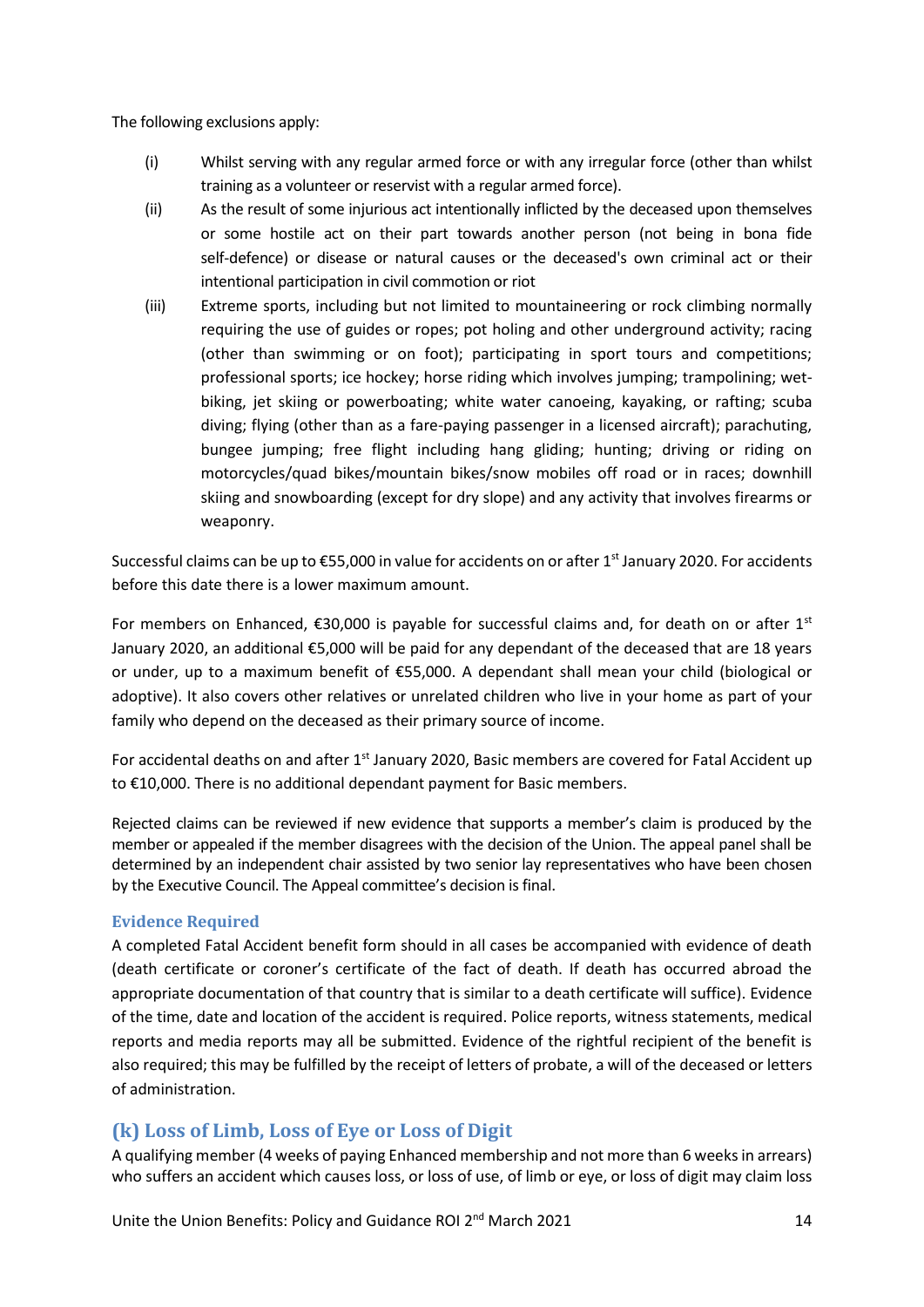The following exclusions apply:

(i) Whilst serving with any regular armed force or with any irregular force (other than whilst training as a volunteer or reservist with a regular armed force).

(ii) As the result of some injurious act intentionally inflicted by the deceased upon themselves or some hostile act on their part towards another person (not being in bona fide self-defence) or disease or natural causes or the deceased's own criminal act or their intentional participation in civil commotion or riot

(iii) Extreme sports, including but not limited to mountaineering or rock climbing normally requiring the use of guides or ropes; pot holing and other underground activity; racing (other than swimming or on foot); participating in sport tours and competitions; professional sports; ice hockey; horse riding which involves jumping; trampolining; wet-biking, jet skiing or powerboating; white water canoeing, kayaking, or rafting; scuba diving; flying (other than as a fare-paying passenger in a licensed aircraft); parachuting, bungee jumping; free flight including hang gliding; hunting; driving or riding on motorcycles/quad bikes/mountain bikes/snow mobiles off road or in races; downhill skiing and snowboarding (except for dry slope) and any activity that involves firearms or weaponry.

Successful claims can be up to €55,000 in value for accidents on or after 1st January 2020. For accidents before this date there is a lower maximum amount.

For members on Enhanced, €30,000 is payable for successful claims and, for death on or after 1st January 2020, an additional €5,000 will be paid for any dependant of the deceased that are 18 years or under, up to a maximum benefit of €55,000. A dependant shall mean your child (biological or adoptive). It also covers other relatives or unrelated children who live in your home as part of your family who depend on the deceased as their primary source of income.

For accidental deaths on and after 1st January 2020, Basic members are covered for Fatal Accident up to €10,000. There is no additional dependant payment for Basic members.

Rejected claims can be reviewed if new evidence that supports a member's claim is produced by the member or appealed if the member disagrees with the decision of the Union. The appeal panel shall be determined by an independent chair assisted by two senior lay representatives who have been chosen by the Executive Council. The Appeal committee's decision is final.

### Evidence Required

A completed Fatal Accident benefit form should in all cases be accompanied with evidence of death (death certificate or coroner's certificate of the fact of death. If death has occurred abroad the appropriate documentation of that country that is similar to a death certificate will suffice). Evidence of the time, date and location of the accident is required. Police reports, witness statements, medical reports and media reports may all be submitted. Evidence of the rightful recipient of the benefit is also required; this may be fulfilled by the receipt of letters of probate, a will of the deceased or letters of administration.

## (k) Loss of Limb, Loss of Eye or Loss of Digit

A qualifying member (4 weeks of paying Enhanced membership and not more than 6 weeks in arrears) who suffers an accident which causes loss, or loss of use, of limb or eye, or loss of digit may claim loss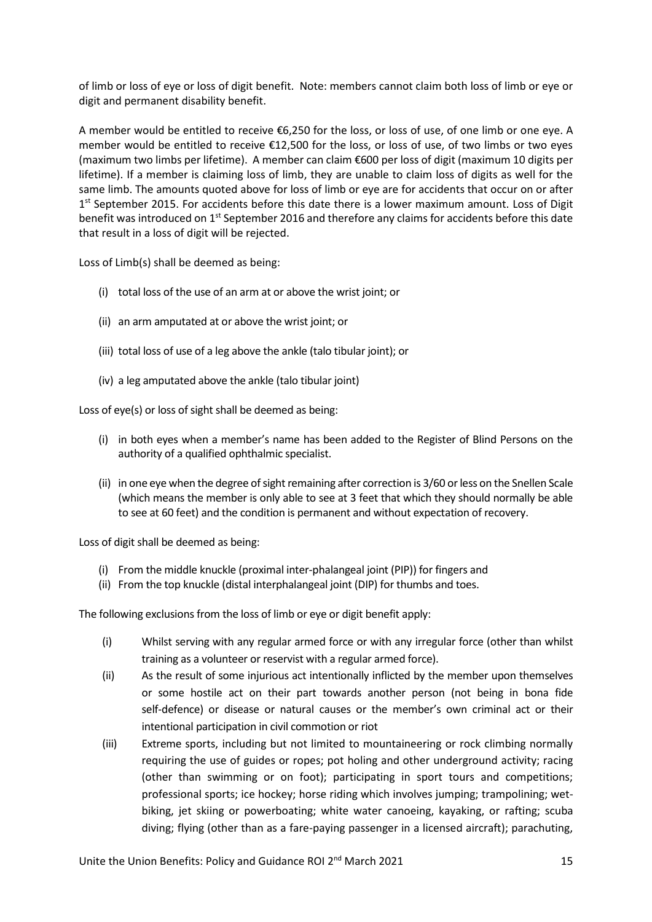of limb or loss of eye or loss of digit benefit. Note: members cannot claim both loss of limb or eye or digit and permanent disability benefit.

A member would be entitled to receive €6,250 for the loss, or loss of use, of one limb or one eye. A member would be entitled to receive €12,500 for the loss, or loss of use, of two limbs or two eyes (maximum two limbs per lifetime). A member can claim €600 per loss of digit (maximum 10 digits per lifetime). If a member is claiming loss of limb, they are unable to claim loss of digits as well for the same limb. The amounts quoted above for loss of limb or eye are for accidents that occur on or after 1st September 2015. For accidents before this date there is a lower maximum amount. Loss of Digit benefit was introduced on 1st September 2016 and therefore any claims for accidents before this date that result in a loss of digit will be rejected.

Loss of Limb(s) shall be deemed as being:

- (i) total loss of the use of an arm at or above the wrist joint; or
- (ii) an arm amputated at or above the wrist joint; or
- (iii) total loss of use of a leg above the ankle (talo tibular joint); or
- (iv) a leg amputated above the ankle (talo tibular joint)

Loss of eye(s) or loss of sight shall be deemed as being:

- (i) in both eyes when a member's name has been added to the Register of Blind Persons on the authority of a qualified ophthalmic specialist.
- (ii) in one eye when the degree of sight remaining after correction is 3/60 or less on the Snellen Scale (which means the member is only able to see at 3 feet that which they should normally be able to see at 60 feet) and the condition is permanent and without expectation of recovery.

Loss of digit shall be deemed as being:

- (i) From the middle knuckle (proximal inter-phalangeal joint (PIP)) for fingers and
- (ii) From the top knuckle (distal interphalangeal joint (DIP) for thumbs and toes.

The following exclusions from the loss of limb or eye or digit benefit apply:

- (i) Whilst serving with any regular armed force or with any irregular force (other than whilst training as a volunteer or reservist with a regular armed force).
- (ii) As the result of some injurious act intentionally inflicted by the member upon themselves or some hostile act on their part towards another person (not being in bona fide self-defence) or disease or natural causes or the member's own criminal act or their intentional participation in civil commotion or riot
- (iii) Extreme sports, including but not limited to mountaineering or rock climbing normally requiring the use of guides or ropes; pot holing and other underground activity; racing (other than swimming or on foot); participating in sport tours and competitions; professional sports; ice hockey; horse riding which involves jumping; trampolining; wet-biking, jet skiing or powerboating; white water canoeing, kayaking, or rafting; scuba diving; flying (other than as a fare-paying passenger in a licensed aircraft); parachuting,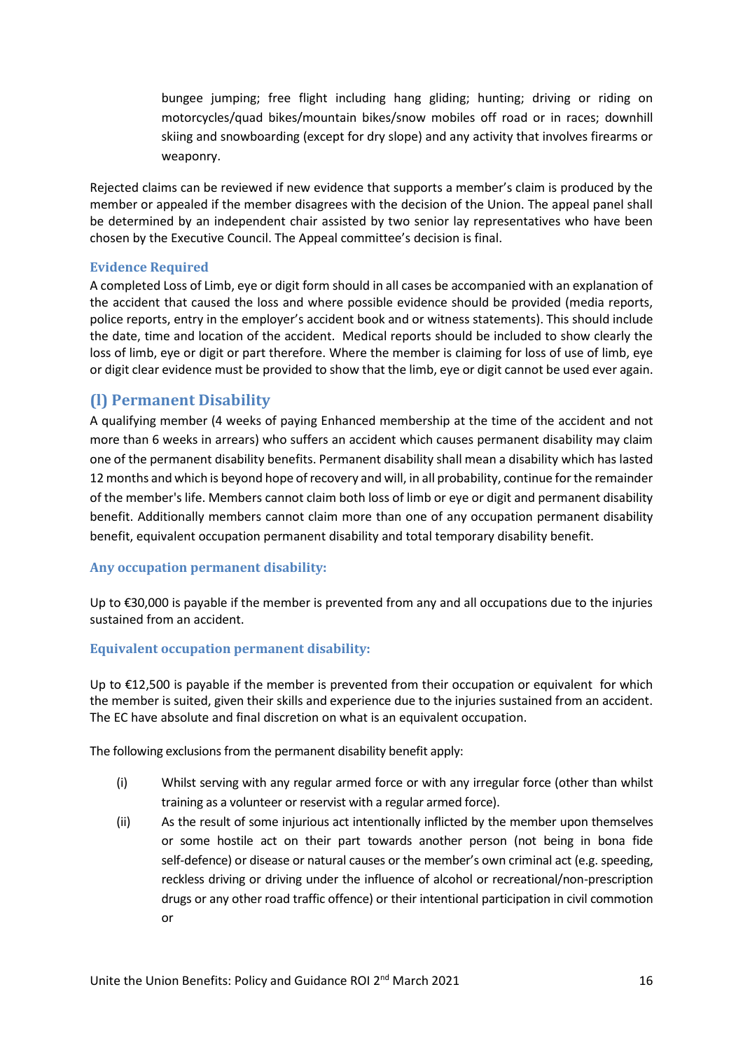bungee jumping; free flight including hang gliding; hunting; driving or riding on motorcycles/quad bikes/mountain bikes/snow mobiles off road or in races; downhill skiing and snowboarding (except for dry slope) and any activity that involves firearms or weaponry.

Rejected claims can be reviewed if new evidence that supports a member's claim is produced by the member or appealed if the member disagrees with the decision of the Union. The appeal panel shall be determined by an independent chair assisted by two senior lay representatives who have been chosen by the Executive Council. The Appeal committee's decision is final.

### Evidence Required

A completed Loss of Limb, eye or digit form should in all cases be accompanied with an explanation of the accident that caused the loss and where possible evidence should be provided (media reports, police reports, entry in the employer's accident book and or witness statements). This should include the date, time and location of the accident. Medical reports should be included to show clearly the loss of limb, eye or digit or part therefore. Where the member is claiming for loss of use of limb, eye or digit clear evidence must be provided to show that the limb, eye or digit cannot be used ever again.

## (l) Permanent Disability

A qualifying member (4 weeks of paying Enhanced membership at the time of the accident and not more than 6 weeks in arrears) who suffers an accident which causes permanent disability may claim one of the permanent disability benefits. Permanent disability shall mean a disability which has lasted 12 months and which is beyond hope of recovery and will, in all probability, continue for the remainder of the member's life. Members cannot claim both loss of limb or eye or digit and permanent disability benefit. Additionally members cannot claim more than one of any occupation permanent disability benefit, equivalent occupation permanent disability and total temporary disability benefit.

### Any occupation permanent disability:

Up to €30,000 is payable if the member is prevented from any and all occupations due to the injuries sustained from an accident.

### Equivalent occupation permanent disability:

Up to €12,500 is payable if the member is prevented from their occupation or equivalent for which the member is suited, given their skills and experience due to the injuries sustained from an accident. The EC have absolute and final discretion on what is an equivalent occupation.

The following exclusions from the permanent disability benefit apply:

(i) Whilst serving with any regular armed force or with any irregular force (other than whilst training as a volunteer or reservist with a regular armed force).

(ii) As the result of some injurious act intentionally inflicted by the member upon themselves or some hostile act on their part towards another person (not being in bona fide self-defence) or disease or natural causes or the member's own criminal act (e.g. speeding, reckless driving or driving under the influence of alcohol or recreational/non-prescription drugs or any other road traffic offence) or their intentional participation in civil commotion or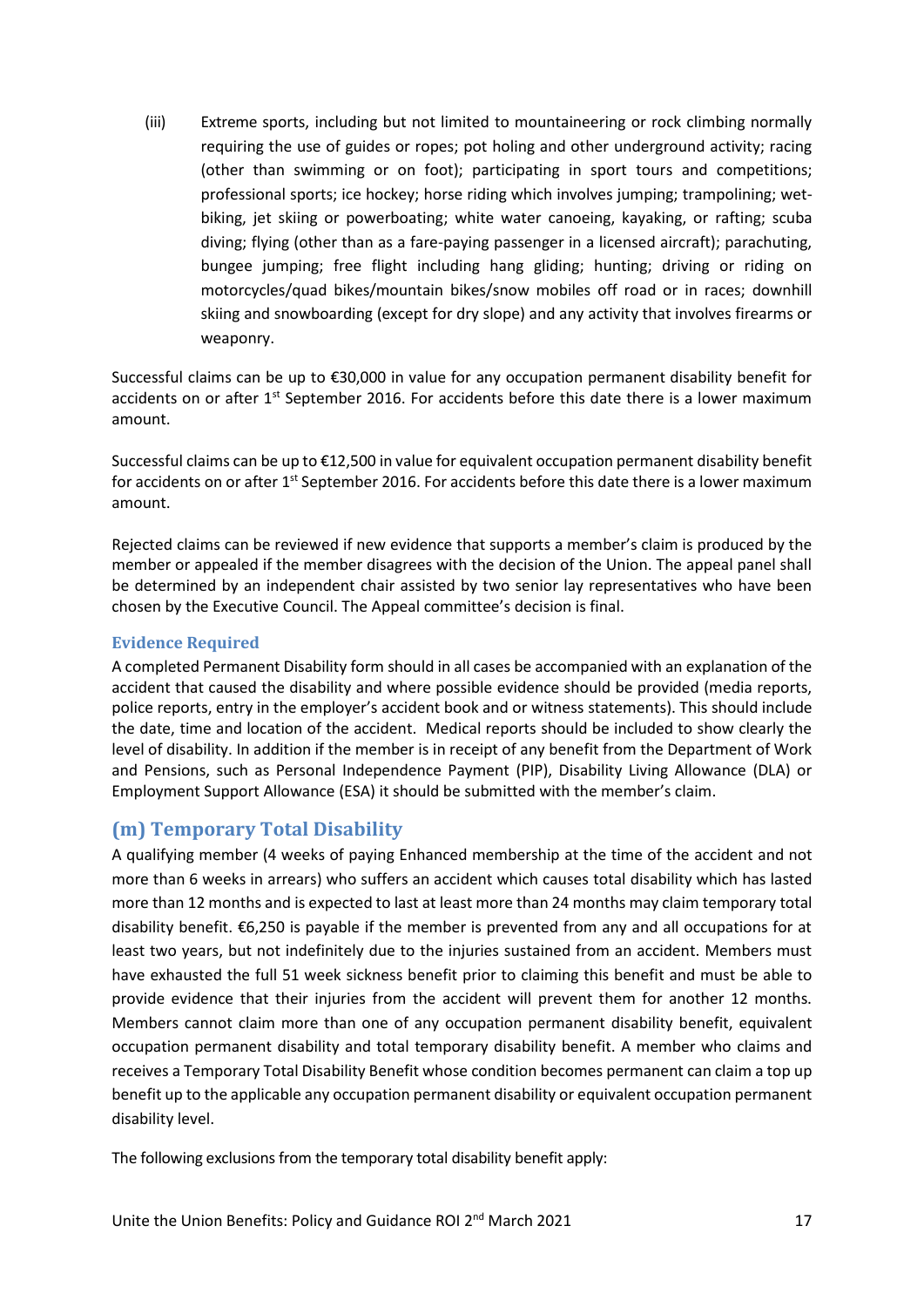(iii) Extreme sports, including but not limited to mountaineering or rock climbing normally requiring the use of guides or ropes; pot holing and other underground activity; racing (other than swimming or on foot); participating in sport tours and competitions; professional sports; ice hockey; horse riding which involves jumping; trampolining; wet-biking, jet skiing or powerboating; white water canoeing, kayaking, or rafting; scuba diving; flying (other than as a fare-paying passenger in a licensed aircraft); parachuting, bungee jumping; free flight including hang gliding; hunting; driving or riding on motorcycles/quad bikes/mountain bikes/snow mobiles off road or in races; downhill skiing and snowboarding (except for dry slope) and any activity that involves firearms or weaponry.

Successful claims can be up to €30,000 in value for any occupation permanent disability benefit for accidents on or after 1st September 2016. For accidents before this date there is a lower maximum amount.

Successful claims can be up to €12,500 in value for equivalent occupation permanent disability benefit for accidents on or after 1st September 2016. For accidents before this date there is a lower maximum amount.

Rejected claims can be reviewed if new evidence that supports a member's claim is produced by the member or appealed if the member disagrees with the decision of the Union. The appeal panel shall be determined by an independent chair assisted by two senior lay representatives who have been chosen by the Executive Council. The Appeal committee's decision is final.

### Evidence Required

A completed Permanent Disability form should in all cases be accompanied with an explanation of the accident that caused the disability and where possible evidence should be provided (media reports, police reports, entry in the employer's accident book and or witness statements). This should include the date, time and location of the accident. Medical reports should be included to show clearly the level of disability. In addition if the member is in receipt of any benefit from the Department of Work and Pensions, such as Personal Independence Payment (PIP), Disability Living Allowance (DLA) or Employment Support Allowance (ESA) it should be submitted with the member's claim.

## (m) Temporary Total Disability

A qualifying member (4 weeks of paying Enhanced membership at the time of the accident and not more than 6 weeks in arrears) who suffers an accident which causes total disability which has lasted more than 12 months and is expected to last at least more than 24 months may claim temporary total disability benefit. €6,250 is payable if the member is prevented from any and all occupations for at least two years, but not indefinitely due to the injuries sustained from an accident. Members must have exhausted the full 51 week sickness benefit prior to claiming this benefit and must be able to provide evidence that their injuries from the accident will prevent them for another 12 months. Members cannot claim more than one of any occupation permanent disability benefit, equivalent occupation permanent disability and total temporary disability benefit. A member who claims and receives a Temporary Total Disability Benefit whose condition becomes permanent can claim a top up benefit up to the applicable any occupation permanent disability or equivalent occupation permanent disability level.

The following exclusions from the temporary total disability benefit apply: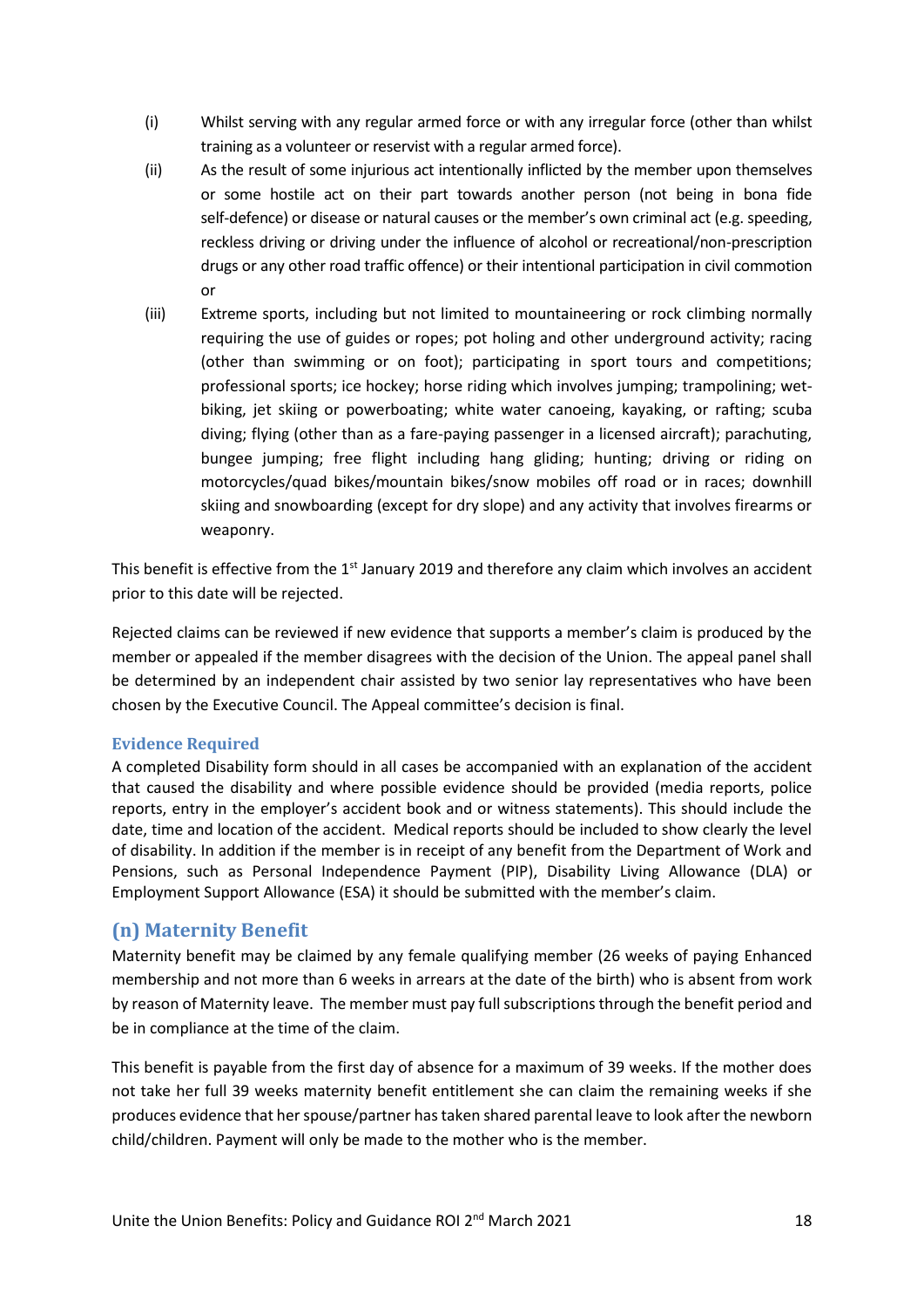(i) Whilst serving with any regular armed force or with any irregular force (other than whilst training as a volunteer or reservist with a regular armed force).

(ii) As the result of some injurious act intentionally inflicted by the member upon themselves or some hostile act on their part towards another person (not being in bona fide self-defence) or disease or natural causes or the member's own criminal act (e.g. speeding, reckless driving or driving under the influence of alcohol or recreational/non-prescription drugs or any other road traffic offence) or their intentional participation in civil commotion or

(iii) Extreme sports, including but not limited to mountaineering or rock climbing normally requiring the use of guides or ropes; pot holing and other underground activity; racing (other than swimming or on foot); participating in sport tours and competitions; professional sports; ice hockey; horse riding which involves jumping; trampolining; wet-biking, jet skiing or powerboating; white water canoeing, kayaking, or rafting; scuba diving; flying (other than as a fare-paying passenger in a licensed aircraft); parachuting, bungee jumping; free flight including hang gliding; hunting; driving or riding on motorcycles/quad bikes/mountain bikes/snow mobiles off road or in races; downhill skiing and snowboarding (except for dry slope) and any activity that involves firearms or weaponry.

This benefit is effective from the 1st January 2019 and therefore any claim which involves an accident prior to this date will be rejected.

Rejected claims can be reviewed if new evidence that supports a member's claim is produced by the member or appealed if the member disagrees with the decision of the Union. The appeal panel shall be determined by an independent chair assisted by two senior lay representatives who have been chosen by the Executive Council. The Appeal committee's decision is final.

### Evidence Required

A completed Disability form should in all cases be accompanied with an explanation of the accident that caused the disability and where possible evidence should be provided (media reports, police reports, entry in the employer's accident book and or witness statements). This should include the date, time and location of the accident. Medical reports should be included to show clearly the level of disability. In addition if the member is in receipt of any benefit from the Department of Work and Pensions, such as Personal Independence Payment (PIP), Disability Living Allowance (DLA) or Employment Support Allowance (ESA) it should be submitted with the member's claim.

## (n) Maternity Benefit

Maternity benefit may be claimed by any female qualifying member (26 weeks of paying Enhanced membership and not more than 6 weeks in arrears at the date of the birth) who is absent from work by reason of Maternity leave. The member must pay full subscriptions through the benefit period and be in compliance at the time of the claim.

This benefit is payable from the first day of absence for a maximum of 39 weeks. If the mother does not take her full 39 weeks maternity benefit entitlement she can claim the remaining weeks if she produces evidence that her spouse/partner has taken shared parental leave to look after the newborn child/children. Payment will only be made to the mother who is the member.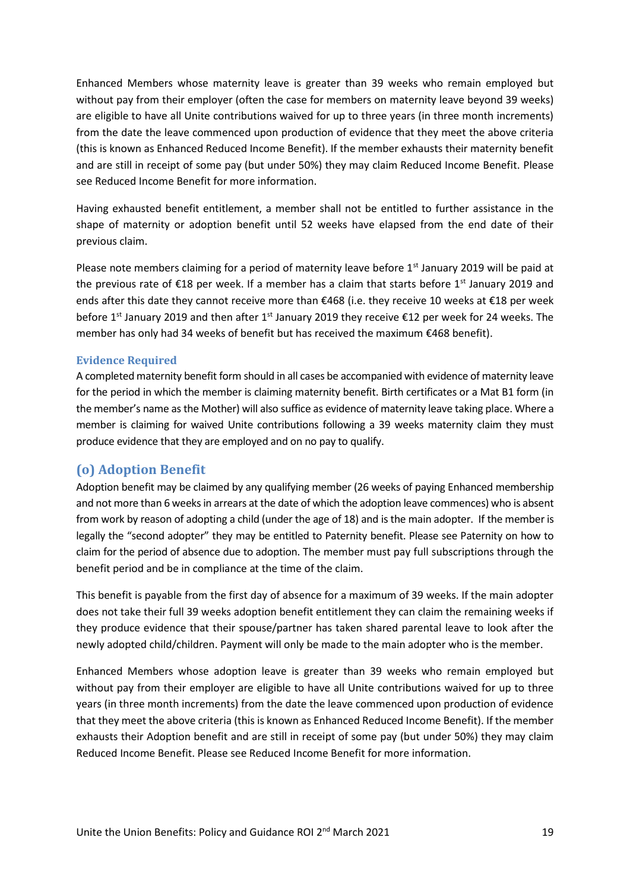Enhanced Members whose maternity leave is greater than 39 weeks who remain employed but without pay from their employer (often the case for members on maternity leave beyond 39 weeks) are eligible to have all Unite contributions waived for up to three years (in three month increments) from the date the leave commenced upon production of evidence that they meet the above criteria (this is known as Enhanced Reduced Income Benefit). If the member exhausts their maternity benefit and are still in receipt of some pay (but under 50%) they may claim Reduced Income Benefit. Please see Reduced Income Benefit for more information.

Having exhausted benefit entitlement, a member shall not be entitled to further assistance in the shape of maternity or adoption benefit until 52 weeks have elapsed from the end date of their previous claim.

Please note members claiming for a period of maternity leave before 1st January 2019 will be paid at the previous rate of €18 per week. If a member has a claim that starts before 1st January 2019 and ends after this date they cannot receive more than €468 (i.e. they receive 10 weeks at €18 per week before 1st January 2019 and then after 1st January 2019 they receive €12 per week for 24 weeks. The member has only had 34 weeks of benefit but has received the maximum €468 benefit).

### Evidence Required

A completed maternity benefit form should in all cases be accompanied with evidence of maternity leave for the period in which the member is claiming maternity benefit. Birth certificates or a Mat B1 form (in the member's name as the Mother) will also suffice as evidence of maternity leave taking place. Where a member is claiming for waived Unite contributions following a 39 weeks maternity claim they must produce evidence that they are employed and on no pay to qualify.

## (o) Adoption Benefit

Adoption benefit may be claimed by any qualifying member (26 weeks of paying Enhanced membership and not more than 6 weeks in arrears at the date of which the adoption leave commences) who is absent from work by reason of adopting a child (under the age of 18) and is the main adopter. If the member is legally the "second adopter" they may be entitled to Paternity benefit. Please see Paternity on how to claim for the period of absence due to adoption. The member must pay full subscriptions through the benefit period and be in compliance at the time of the claim.

This benefit is payable from the first day of absence for a maximum of 39 weeks. If the main adopter does not take their full 39 weeks adoption benefit entitlement they can claim the remaining weeks if they produce evidence that their spouse/partner has taken shared parental leave to look after the newly adopted child/children. Payment will only be made to the main adopter who is the member.

Enhanced Members whose adoption leave is greater than 39 weeks who remain employed but without pay from their employer are eligible to have all Unite contributions waived for up to three years (in three month increments) from the date the leave commenced upon production of evidence that they meet the above criteria (this is known as Enhanced Reduced Income Benefit). If the member exhausts their Adoption benefit and are still in receipt of some pay (but under 50%) they may claim Reduced Income Benefit. Please see Reduced Income Benefit for more information.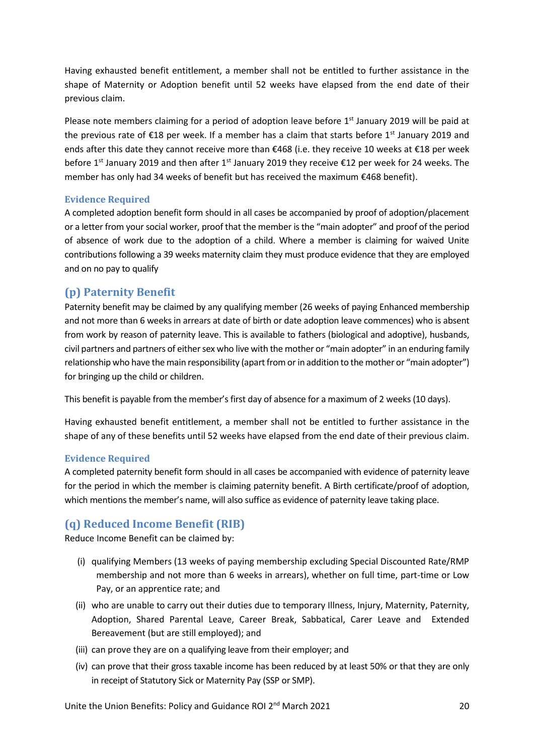Having exhausted benefit entitlement, a member shall not be entitled to further assistance in the shape of Maternity or Adoption benefit until 52 weeks have elapsed from the end date of their previous claim.

Please note members claiming for a period of adoption leave before 1st January 2019 will be paid at the previous rate of €18 per week. If a member has a claim that starts before 1st January 2019 and ends after this date they cannot receive more than €468 (i.e. they receive 10 weeks at €18 per week before 1st January 2019 and then after 1st January 2019 they receive €12 per week for 24 weeks. The member has only had 34 weeks of benefit but has received the maximum €468 benefit).

#### Evidence Required

A completed adoption benefit form should in all cases be accompanied by proof of adoption/placement or a letter from your social worker, proof that the member is the "main adopter" and proof of the period of absence of work due to the adoption of a child. Where a member is claiming for waived Unite contributions following a 39 weeks maternity claim they must produce evidence that they are employed and on no pay to qualify

### (p) Paternity Benefit

Paternity benefit may be claimed by any qualifying member (26 weeks of paying Enhanced membership and not more than 6 weeks in arrears at date of birth or date adoption leave commences) who is absent from work by reason of paternity leave. This is available to fathers (biological and adoptive), husbands, civil partners and partners of either sex who live with the mother or "main adopter" in an enduring family relationship who have the main responsibility (apart from or in addition to the mother or "main adopter") for bringing up the child or children.

This benefit is payable from the member's first day of absence for a maximum of 2 weeks (10 days).

Having exhausted benefit entitlement, a member shall not be entitled to further assistance in the shape of any of these benefits until 52 weeks have elapsed from the end date of their previous claim.

#### Evidence Required

A completed paternity benefit form should in all cases be accompanied with evidence of paternity leave for the period in which the member is claiming paternity benefit. A Birth certificate/proof of adoption, which mentions the member's name, will also suffice as evidence of paternity leave taking place.

### (q) Reduced Income Benefit (RIB)

Reduce Income Benefit can be claimed by:

(i) qualifying Members (13 weeks of paying membership excluding Special Discounted Rate/RMP membership and not more than 6 weeks in arrears), whether on full time, part-time or Low Pay, or an apprentice rate; and

(ii) who are unable to carry out their duties due to temporary Illness, Injury, Maternity, Paternity, Adoption, Shared Parental Leave, Career Break, Sabbatical, Carer Leave and Extended Bereavement (but are still employed); and

(iii) can prove they are on a qualifying leave from their employer; and

(iv) can prove that their gross taxable income has been reduced by at least 50% or that they are only in receipt of Statutory Sick or Maternity Pay (SSP or SMP).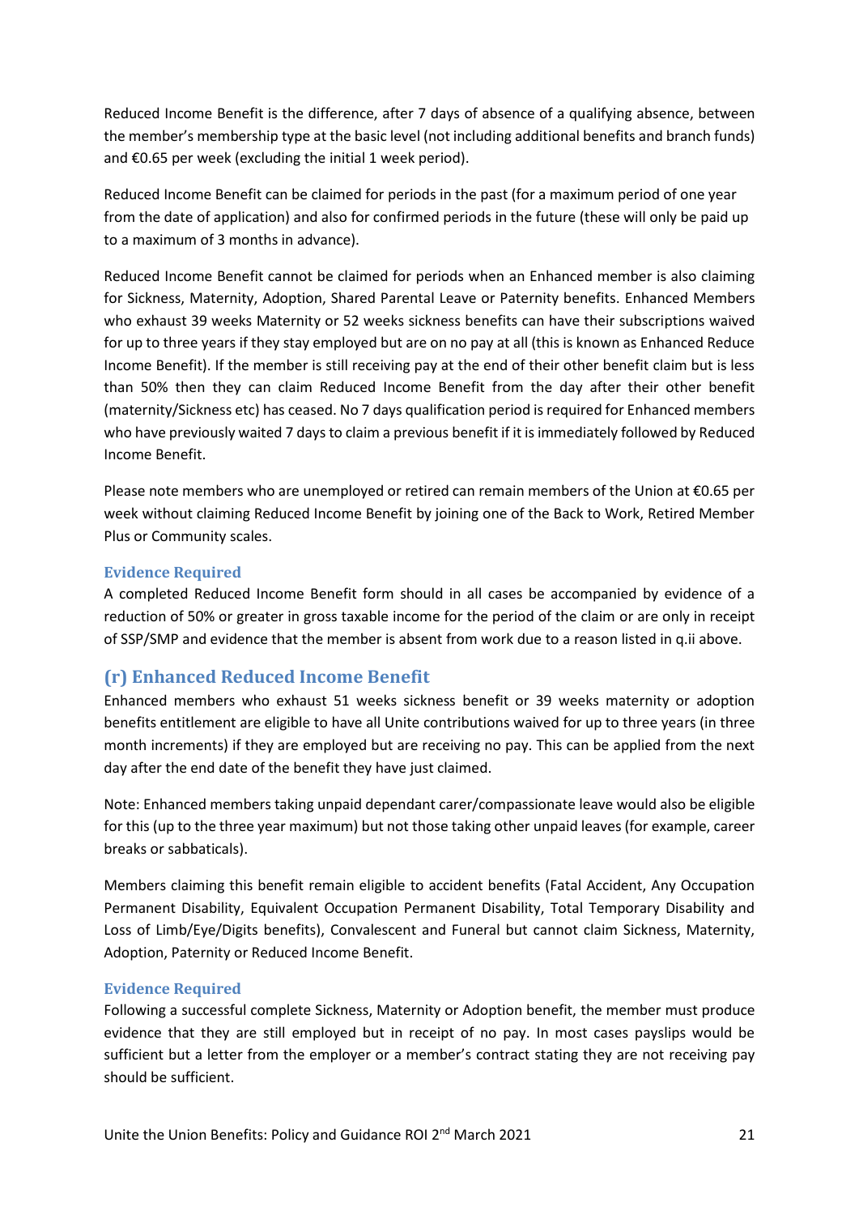Reduced Income Benefit is the difference, after 7 days of absence of a qualifying absence, between the member's membership type at the basic level (not including additional benefits and branch funds) and €0.65 per week (excluding the initial 1 week period).

Reduced Income Benefit can be claimed for periods in the past (for a maximum period of one year from the date of application) and also for confirmed periods in the future (these will only be paid up to a maximum of 3 months in advance).

Reduced Income Benefit cannot be claimed for periods when an Enhanced member is also claiming for Sickness, Maternity, Adoption, Shared Parental Leave or Paternity benefits. Enhanced Members who exhaust 39 weeks Maternity or 52 weeks sickness benefits can have their subscriptions waived for up to three years if they stay employed but are on no pay at all (this is known as Enhanced Reduce Income Benefit). If the member is still receiving pay at the end of their other benefit claim but is less than 50% then they can claim Reduced Income Benefit from the day after their other benefit (maternity/Sickness etc) has ceased. No 7 days qualification period is required for Enhanced members who have previously waited 7 days to claim a previous benefit if it is immediately followed by Reduced Income Benefit.

Please note members who are unemployed or retired can remain members of the Union at €0.65 per week without claiming Reduced Income Benefit by joining one of the Back to Work, Retired Member Plus or Community scales.

### Evidence Required

A completed Reduced Income Benefit form should in all cases be accompanied by evidence of a reduction of 50% or greater in gross taxable income for the period of the claim or are only in receipt of SSP/SMP and evidence that the member is absent from work due to a reason listed in q.ii above.

## (r) Enhanced Reduced Income Benefit

Enhanced members who exhaust 51 weeks sickness benefit or 39 weeks maternity or adoption benefits entitlement are eligible to have all Unite contributions waived for up to three years (in three month increments) if they are employed but are receiving no pay. This can be applied from the next day after the end date of the benefit they have just claimed.

Note: Enhanced members taking unpaid dependant carer/compassionate leave would also be eligible for this (up to the three year maximum) but not those taking other unpaid leaves (for example, career breaks or sabbaticals).

Members claiming this benefit remain eligible to accident benefits (Fatal Accident, Any Occupation Permanent Disability, Equivalent Occupation Permanent Disability, Total Temporary Disability and Loss of Limb/Eye/Digits benefits), Convalescent and Funeral but cannot claim Sickness, Maternity, Adoption, Paternity or Reduced Income Benefit.

### Evidence Required

Following a successful complete Sickness, Maternity or Adoption benefit, the member must produce evidence that they are still employed but in receipt of no pay. In most cases payslips would be sufficient but a letter from the employer or a member's contract stating they are not receiving pay should be sufficient.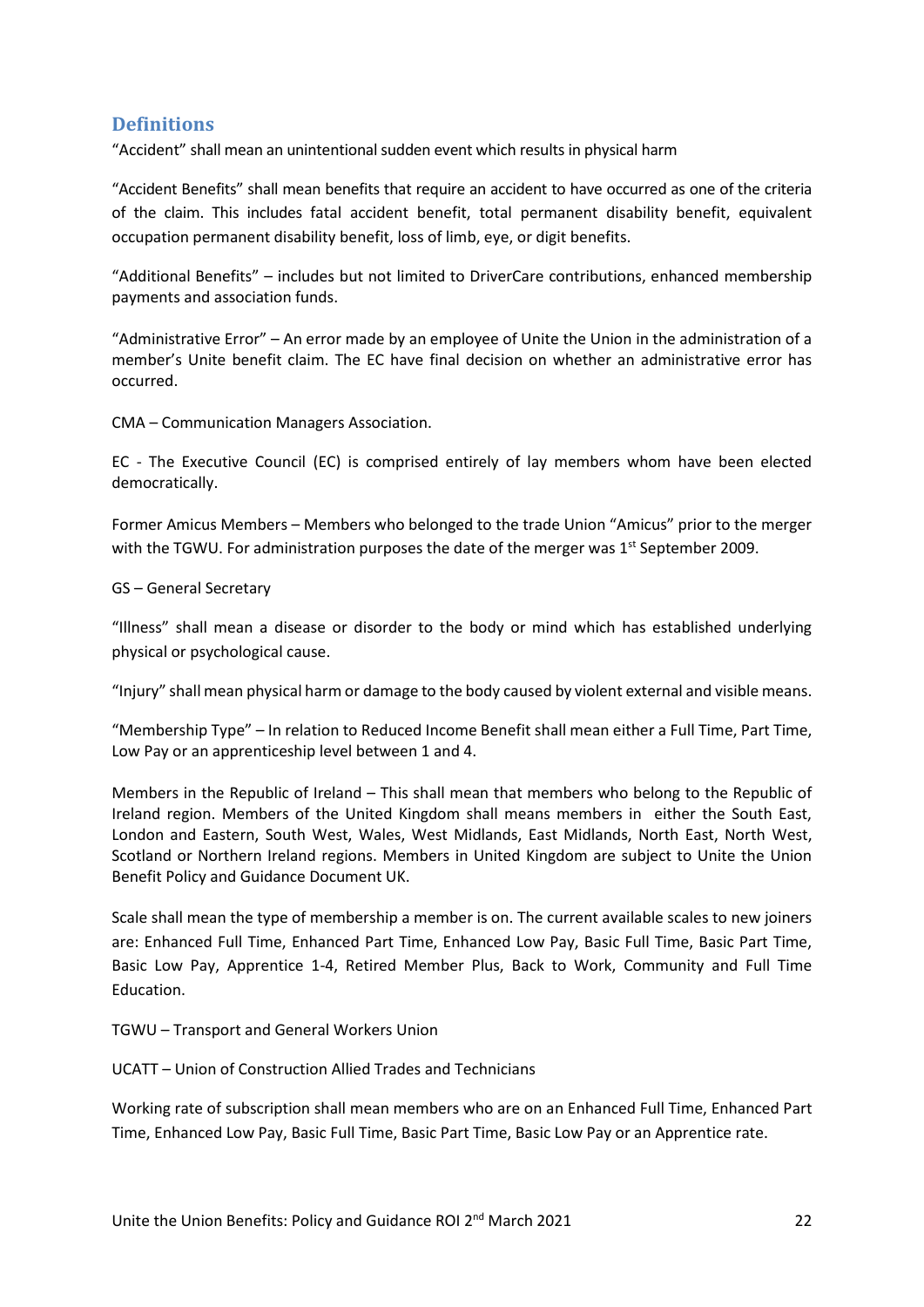## Definitions

"Accident" shall mean an unintentional sudden event which results in physical harm

"Accident Benefits" shall mean benefits that require an accident to have occurred as one of the criteria of the claim. This includes fatal accident benefit, total permanent disability benefit, equivalent occupation permanent disability benefit, loss of limb, eye, or digit benefits.

"Additional Benefits" – includes but not limited to DriverCare contributions, enhanced membership payments and association funds.

"Administrative Error" – An error made by an employee of Unite the Union in the administration of a member's Unite benefit claim. The EC have final decision on whether an administrative error has occurred.

CMA – Communication Managers Association.

EC - The Executive Council (EC) is comprised entirely of lay members whom have been elected democratically.

Former Amicus Members – Members who belonged to the trade Union "Amicus" prior to the merger with the TGWU. For administration purposes the date of the merger was 1st September 2009.

GS – General Secretary

"Illness" shall mean a disease or disorder to the body or mind which has established underlying physical or psychological cause.

"Injury" shall mean physical harm or damage to the body caused by violent external and visible means.

"Membership Type" – In relation to Reduced Income Benefit shall mean either a Full Time, Part Time, Low Pay or an apprenticeship level between 1 and 4.

Members in the Republic of Ireland – This shall mean that members who belong to the Republic of Ireland region. Members of the United Kingdom shall means members in either the South East, London and Eastern, South West, Wales, West Midlands, East Midlands, North East, North West, Scotland or Northern Ireland regions. Members in United Kingdom are subject to Unite the Union Benefit Policy and Guidance Document UK.

Scale shall mean the type of membership a member is on. The current available scales to new joiners are: Enhanced Full Time, Enhanced Part Time, Enhanced Low Pay, Basic Full Time, Basic Part Time, Basic Low Pay, Apprentice 1-4, Retired Member Plus, Back to Work, Community and Full Time Education.

TGWU – Transport and General Workers Union

UCATT – Union of Construction Allied Trades and Technicians

Working rate of subscription shall mean members who are on an Enhanced Full Time, Enhanced Part Time, Enhanced Low Pay, Basic Full Time, Basic Part Time, Basic Low Pay or an Apprentice rate.